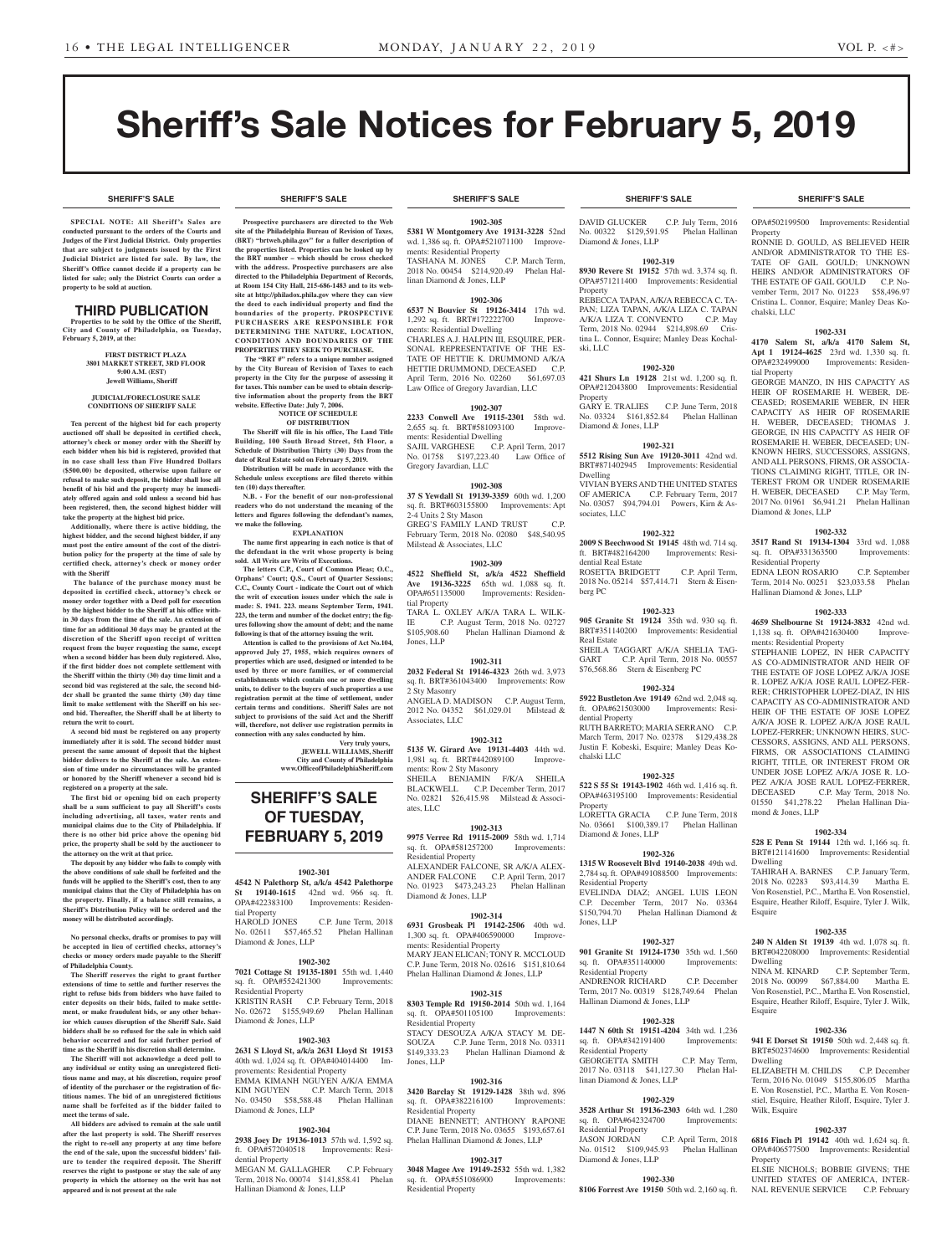# Sheriff's Sale Notices for February 5, 2019

**SHERIFF'S SALE**

**SPECIAL NOTE: All Sheriff's Sales are conducted pursuant to the orders of the Courts and Judges of the First Judicial District. Only properties that are subject to judgments issued by the First Judicial District are listed for sale. By law, the Sheriff's Office cannot decide if a property can be listed for sale; only the District Courts can order a property to be sold at auction.**

## THIRD PUBLICATION

**Properties to be sold by the Office of the Sheriff, City and County of Philadelphia, on Tuesday, February 5, 2019, at the:**

**FIRST DISTRICT PLAZA**
**3801 MARKET STREET, 3RD FLOOR**
**9:00 A.M. (EST)**
**Jewell Williams, Sheriff**

**JUDICIAL/FORECLOSURE SALE CONDITIONS OF SHERIFF SALE**

Ten percent of the highest bid for each property auctioned off shall be deposited in certified check, attorney's check or money order with the Sheriff by each bidder when his bid is registered, provided that in no case shall less than Five Hundred Dollars ($500.00) be deposited, otherwise upon failure or refusal to make such deposit, the bidder shall lose all benefit of his bid and the property may be immediately offered again and sold unless a second bid has been registered, then, the second highest bidder will take the property at the highest bid price.

Additionally, where there is active bidding, the highest bidder, and the second highest bidder, if any must post the entire amount of the cost of the distribution policy for the property at the time of sale by certified check, attorney's check or money order with the Sheriff

The balance of the purchase money must be deposited in certified check, attorney's check or money order together with a Deed poll for execution by the highest bidder to the Sheriff at his office within 30 days from the time of the sale. An extension of time for an additional 30 days may be granted at the discretion of the Sheriff upon receipt of written request from the buyer requesting the same, except when a second bidder has been duly registered. Also, if the first bidder does not complete settlement with the Sheriff within the thirty (30) day time limit and a second bid was registered at the sale, the second bidder shall be granted the same thirty (30) day time limit to make settlement with the Sheriff on his second bid. Thereafter, the Sheriff shall be at liberty to return the writ to court.

A second bid must be registered on any property immediately after it is sold. The second bidder must present the same amount of deposit that the highest bidder delivers to the Sheriff at the sale. An extension of time under no circumstances will be granted or honored by the Sheriff whenever a second bid is registered on a property at the sale.

The first bid or opening bid on each property shall be a sum sufficient to pay all Sheriff's costs including advertising, all taxes, water rents and municipal claims due to the City of Philadelphia. If there is no other bid price above the opening bid price, the property shall be sold by the auctioneer to the attorney on the writ at that price.

The deposit by any bidder who fails to comply with the above conditions of sale shall be forfeited and the funds will be applied to the Sheriff's cost, then to any municipal claims that the City of Philadelphia has on the property. Finally, if a balance still remains, a Sheriff's Distribution Policy will be ordered and the money will be distributed accordingly.

**No personal checks, drafts or promises to pay will be accepted in lieu of certified checks, attorney's checks or money orders made payable to the Sheriff of Philadelphia County.**

**The Sheriff reserves the right to grant further extensions of time to settle and further reserves the right to refuse bids from bidders who have failed to enter deposits on their bids, failed to make settlement, or make fraudulent bids, or any other behavior which causes disruption of the Sheriff Sale. Said bidders shall be so refused for the sale in which said behavior occurred and for said further period of time as the Sheriff in his discretion shall determine.**

**The Sheriff will not acknowledge a deed poll to any individual or entity using an unregistered fictitious name and may, at his discretion, require proof of identity of the purchaser or the registration of fictitious names. The bid of an unregistered fictitious name shall be forfeited as if the bidder failed to meet the terms of sale.**

**All bidders are advised to remain at the sale until after the last property is sold. The Sheriff reserves the right to re-sell any property at any time before the end of the sale, upon the successful bidders' failure to tender the required deposit. The Sheriff reserves the right to postpone or stay the sale of any property in which the attorney on the writ has not appeared and is not present at the sale**

**Prospective purchasers are directed to the Web site of the Philadelphia Bureau of Revision of Taxes, (BRT) "brtweb.phila.gov" for a fuller description of the properties listed. Properties can be looked up by the BRT number – which should be cross checked with the address. Prospective purchasers are also directed to the Philadelphia Department of Records, at Room 154 City Hall, 215-686-1483 and to its website at http://philadox.phila.gov where they can view the deed to each individual property and find the boundaries of the property. PROSPECTIVE PURCHASERS ARE RESPONSIBLE FOR DETERMINING THE NATURE, LOCATION, CONDITION AND BOUNDARIES OF THE PROPERTIES THEY SEEK TO PURCHASE.**

**The "BRT #" refers to a unique number assigned by the City Bureau of Revision of Taxes to each property in the City for the purpose of assessing it for taxes. This number can be used to obtain descriptive information about the property from the BRT website. Effective Date: July 7, 2006.**

**NOTICE OF SCHEDULE OF DISTRIBUTION**

**The Sheriff will file in his office, The Land Title Building, 100 South Broad Street, 5th Floor, a Schedule of Distribution Thirty (30) Days from the date of Real Estate sold on February 5, 2019.**

**Distribution will be made in accordance with the Schedule unless exceptions are filed thereto within ten (10) days thereafter.**

**N.B. - For the benefit of our non-professional readers who do not understand the meaning of the letters and figures following the defendant's names, we make the following.**

**EXPLANATION**

**The name first appearing in each notice is that of the defendant in the writ whose property is being sold. All Writs are Writs of Executions.**

**The letters C.P., Court of Common Pleas; O.C., Orphans' Court; Q.S., Court of Quarter Sessions; C.C., County Court - indicate the Court out of which the writ of execution issues under which the sale is made: S. 1941. 223. means September Term, 1941. 223, the term and number of the docket entry; the figures following show the amount of debt; and the name following is that of the attorney issuing the writ.**

**Attention is called to the provisions of Act No.104, approved July 27, 1955, which requires owners of properties which are used, designed or intended to be used by three or more families, or of commercial establishments which contain one or more dwelling units, to deliver to the buyers of such properties a use registration permit at the time of settlement, under certain terms and conditions. Sheriff Sales are not subject to provisions of the said Act and the Sheriff will, therefore, not deliver use registration permits in connection with any sales conducted by him.**

**Very truly yours,**
**JEWELL WILLIAMS, Sheriff**
**City and County of Philadelphia**
**www.OfficeofPhiladelphiaSheriff.com**

## SHERIFF'S SALE OF TUESDAY, FEBRUARY 5, 2019

**1902-301**
**4542 N Palethorp St, a/k/a 4542 Palethorpe St 19140-1615** 42nd wd. 966 sq. ft. OPA#422383100 Improvements: Residential Property
HAROLD JONES C.P. June Term, 2018 No. 02611 $57,465.52 Phelan Hallinan Diamond & Jones, LLP

**1902-302**
**7021 Cottage St 19135-1801** 55th wd. 1,440 sq. ft. OPA#552421300 Improvements: Residential Property
KRISTIN RASH C.P. February Term, 2018 No. 02672 $155,949.69 Phelan Hallinan Diamond & Jones, LLP

**1902-303**
**2631 S Lloyd St, a/k/a 2631 Lloyd St 19153** 40th wd. 1,024 sq. ft. OPA#404014400 Improvements: Residential Property
EMMA KIMANH NGUYEN A/K/A EMMA KIM NGUYEN C.P. March Term, 2018 No. 03450 $58,588.48 Phelan Hallinan Diamond & Jones, LLP

**1902-304**
**2938 Joey Dr 19136-1013** 57th wd. 1,592 sq. ft. OPA#572040518 Improvements: Residential Property
MEGAN M. GALLAGHER C.P. February Term, 2018 No. 00074 $141,858.41 Phelan Hallinan Diamond & Jones, LLP

**1902-305**
**5381 W Montgomery Ave 19131-3228** 52nd wd. 1,386 sq. ft. OPA#521071100 Improvements: Residential Property
TASHANA M. JONES C.P. March Term, 2018 No. 00454 $214,920.49 Phelan Hallinan Diamond & Jones, LLP

**1902-306**
**6537 N Bouvier St 19126-3414** 17th wd. 1,292 sq. ft. BRT#172222700 Improvements: Residential Dwelling
CHARLES A.J. HALPIN III, ESQUIRE, PERSONAL REPRESENTATIVE OF THE ESTATE OF HETTIE K. DRUMMOND A/K/A HETTIE DRUMMOND, DECEASED C.P. April Term, 2016 No. 02260 $61,697.03 Law Office of Gregory Javardian, LLC

**1902-307**
**2233 Conwell Ave 19115-2301** 58th wd. 2,655 sq. ft. BRT#581093100 Improvements: Residential Dwelling
SAJIL VARGHESE C.P. April Term, 2017 No. 01758 $197,223.40 Law Office of Gregory Javardian, LLC

**1902-308**
**37 S Yewdall St 19139-3359** 60th wd. 1,200 sq. ft. BRT#603155800 Improvements: Apt 2-4 Units 2 Sty Mason
GREG'S FAMILY LAND TRUST C.P. February Term, 2018 No. 02080 $48,540.95 Milstead & Associates, LLC

**1902-309**
**4522 Sheffield St, a/k/a 4522 Sheffield Ave 19136-3225** 65th wd. 1,088 sq. ft. OPA#651135000 Improvements: Residential Property
TARA L. OXLEY A/K/A TARA L. WILKIE C.P. August Term, 2018 No. 02727 $105,908.60 Phelan Hallinan Diamond & Jones, LLP

**1902-311**
**2032 Federal St 19146-4323** 26th wd. 3,973 sq. ft. BRT#361043400 Improvements: Row 2 Sty Masonry
ANGELA D. MADISON C.P. August Term, 2012 No. 04352 $61,029.01 Milstead & Associates, LLC

**1902-312**
**5135 W. Girard Ave 19131-4403** 44th wd. 1,981 sq. ft. BRT#442089100 Improvements: Row 2 Sty Masonry
SHEILA BENJAMIN F/K/A SHEILA BLACKWELL C.P. December Term, 2017 No. 02821 $26,415.98 Milstead & Associates, LLC

**1902-313**
**9975 Verree Rd 19115-2009** 58th wd. 1,714 sq. ft. OPA#581257200 Improvements: Residential Property
ALEXANDER FALCONE, SR A/K/A ALEXANDER FALCONE C.P. April Term, 2017 No. 01923 $473,243.23 Phelan Hallinan Diamond & Jones, LLP

**1902-314**
**6931 Grosbeak Pl 19142-2506** 40th wd. 1,300 sq. ft. OPA#406590000 Improvements: Residential Property
MARY JEAN ELICAN; TONY R. MCCLOUD C.P. June Term, 2018 No. 02616 $151,810.64 Phelan Hallinan Diamond & Jones, LLP

**1902-315**
**8303 Temple Rd 19150-2014** 50th wd. 1,164 sq. ft. OPA#501105100 Improvements: Residential Property
STACY DESOUZA A/K/A STACY M. DESOUZA C.P. June Term, 2018 No. 03311 $149,333.23 Phelan Hallinan Diamond & Jones, LLP

**1902-316**
**3420 Barclay St 19129-1428** 38th wd. 896 sq. ft. OPA#382216100 Improvements: Residential Property
DIANE BENNETT; ANTHONY RAPONE C.P. June Term, 2018 No. 03655 $193,657.61 Phelan Hallinan Diamond & Jones, LLP

**1902-317**
**3048 Magee Ave 19149-2532** 55th wd. 1,382 sq. ft. OPA#551086900 Improvements: Residential Property
DAVID GLUCKER C.P. July Term, 2016 No. 00322 $129,591.95 Phelan Hallinan Diamond & Jones, LLP

**1902-319**
**8930 Revere St 19152** 57th wd. 3,374 sq. ft. OPA#571211400 Improvements: Residential Property
REBECCA TAPAN, A/K/A REBECCA C. TAPAN; LIZA TAPAN, A/K/A LIZA C. TAPAN A/K/A LIZA T. CONVENTO C.P. May Term, 2018 No. 02944 $214,898.69 Cristina L. Connor, Esquire; Manley Deas Kochalski, LLC

**1902-320**
**421 Shurs Ln 19128** 21st wd. 1,200 sq. ft. OPA#212043800 Improvements: Residential Property
GARY E. TRALIES C.P. June Term, 2018 No. 03324 $161,852.84 Phelan Hallinan Diamond & Jones, LLP

**1902-321**
**5512 Rising Sun Ave 19120-3011** 42nd wd. BRT#871402945 Improvements: Residential Dwelling
VIVIAN BYERS AND THE UNITED STATES OF AMERICA C.P. February Term, 2017 No. 03057 $94,794.01 Powers, Kirn & Associates, LLC

**1902-322**
**2009 S Beechwood St 19145** 48th wd. 714 sq. ft. BRT#482164200 Improvements: Residential Real Estate
ROSETTA BRIDGETT C.P. April Term, 2018 No. 05214 $57,414.71 Stern & Eisenberg PC

**1902-323**
**905 Granite St 19124** 35th wd. 930 sq. ft. BRT#351140200 Improvements: Residential Real Estate
SHEILA TAGGART A/K/A SHELIA TAGGART C.P. April Term, 2018 No. 00557 $76,568.86 Stern & Eisenberg PC

**1902-324**
**5922 Bustleton Ave 19149** 62nd wd. 2,048 sq. ft. OPA#621503000 Improvements: Residential Property
RUTH BARRETO; MARIA SERRANO C.P. March Term, 2017 No. 02378 $129,438.28 Justin F. Kobeski, Esquire; Manley Deas Kochalski LLC

**1902-325**
**522 S 55 St 19143-1902** 46th wd. 1,416 sq. ft. OPA#463195100 Improvements: Residential Property
LORETTA GRACIA C.P. June Term, 2018 No. 03661 $100,389.17 Phelan Hallinan Diamond & Jones, LLP

**1902-326**
**1315 W Roosevelt Blvd 19140-2038** 49th wd. 2,784 sq. ft. OPA#491088500 Improvements: Residential Property
EVELINDA DIAZ; ANGEL LUIS LEON C.P. December Term, 2017 No. 03364 $150,794.70 Phelan Hallinan Diamond & Jones, LLP

**1902-327**
**901 Granite St 19124-1730** 35th wd. 1,560 sq. ft. OPA#351140000 Improvements: Residential Property
ANDRENOR RICHARD C.P. December Term, 2017 No. 00319 $128,749.64 Phelan Hallinan Diamond & Jones, LLP

**1902-328**
**1447 N 60th St 19151-4204** 34th wd. 1,236 sq. ft. OPA#342191400 Improvements: Residential Property
GEORGETTA SMITH C.P. May Term, 2017 No. 03118 $41,127.30 Phelan Hallinan Diamond & Jones, LLP

**1902-329**
**3528 Arthur St 19136-2303** 64th wd. 1,280 sq. ft. OPA#642324700 Improvements: Residential Property
JASON JORDAN C.P. April Term, 2018 No. 01512 $109,945.93 Phelan Hallinan Diamond & Jones, LLP

**1902-330**
**8106 Forrest Ave 19150** 50th wd. 2,160 sq. ft. OPA#502199500 Improvements: Residential Property
RONNIE D. GOULD, AS BELIEVED HEIR AND/OR ADMINISTRATOR TO THE ESTATE OF GAIL GOULD; UNKNOWN HEIRS AND/OR ADMINISTRATORS OF THE ESTATE OF GAIL GOULD C.P. November Term, 2017 No. 01223 $58,496.97 Cristina L. Connor, Esquire; Manley Deas Kochalski, LLC

**1902-331**
**4170 Salem St, a/k/a 4170 Salem St, Apt 1 19124-4625** 23rd wd. 1,330 sq. ft. OPA#232499000 Improvements: Residential Property
GEORGE MANZO, IN HIS CAPACITY AS HEIR OF ROSEMARIE H. WEBER, DECEASED; ROSEMARIE WEBER, IN HER CAPACITY AS HEIR OF ROSEMARIE H. WEBER, DECEASED; THOMAS J. GEORGE, IN HIS CAPACITY AS HEIR OF ROSEMARIE H. WEBER, DECEASED; UNKNOWN HEIRS, SUCCESSORS, ASSIGNS, AND ALL PERSONS, FIRMS, OR ASSOCIATIONS CLAIMING RIGHT, TITLE, OR INTEREST FROM OR UNDER ROSEMARIE H. WEBER, DECEASED C.P. May Term, 2017 No. 01961 $6,941.21 Phelan Hallinan Diamond & Jones, LLP

**1902-332**
**3517 Rand St 19134-1304** 33rd wd. 1,088 sq. ft. OPA#331363500 Improvements: Residential Property
EDNA LEON ROSARIO C.P. September Term, 2014 No. 00251 $23,033.58 Phelan Hallinan Diamond & Jones, LLP

**1902-333**
**4659 Shelbourne St 19124-3832** 42nd wd. 1,138 sq. ft. OPA#421630400 Improvements: Residential Property
STEPHANIE LOPEZ, IN HER CAPACITY AS CO-ADMINISTRATOR AND HEIR OF THE ESTATE OF JOSE LOPEZ A/K/A JOSE R. LOPEZ A/K/A JOSE RAUL LOPEZ-FERRER; CHRISTOPHER LOPEZ-DIAZ, IN HIS CAPACITY AS CO-ADMINISTRATOR AND HEIR OF THE ESTATE OF JOSE LOPEZ A/K/A JOSE R. LOPEZ A/K/A JOSE RAUL LOPEZ-FERRER; UNKNOWN HEIRS, SUCCESSORS, ASSIGNS, AND ALL PERSONS, FIRMS, OR ASSOCIATIONS CLAIMING RIGHT, TITLE, OR INTEREST FROM OR UNDER JOSE LOPEZ A/K/A JOSE R. LOPEZ A/K/A JOSE RAUL LOPEZ-FERRER, DECEASED C.P. May Term, 2018 No. 01550 $41,278.22 Phelan Hallinan Diamond & Jones, LLP

**1902-334**
**528 E Penn St 19144** 12th wd. 1,166 sq. ft. BRT#121141600 Improvements: Residential Dwelling
TAHIRAH A. BARNES C.P. January Term, 2018 No. 02283 $93,414.39 Martha E. Von Rosenstiel, P.C., Martha E. Von Rosenstiel, Esquire, Heather Riloff, Esquire, Tyler J. Wilk, Esquire

**1902-335**
**240 N Alden St 19139** 4th wd. 1,078 sq. ft. BRT#042208000 Improvements: Residential Dwelling
NINA M. KINARD C.P. September Term, 2018 No. 00099 $67,884.00 Martha E. Von Rosenstiel, P.C., Martha E. Von Rosenstiel, Esquire, Heather Riloff, Esquire, Tyler J. Wilk, Esquire

**1902-336**
**941 E Dorset St 19150** 50th wd. 2,448 sq. ft. BRT#502374600 Improvements: Residential Dwelling
ELIZABETH M. CHILDS C.P. December Term, 2016 No. 01049 $155,806.05 Martha E. Von Rosenstiel, P.C., Martha E. Von Rosenstiel, Esquire, Heather Riloff, Esquire, Tyler J. Wilk, Esquire

**1902-337**
**6816 Finch Pl 19142** 40th wd. 1,624 sq. ft. OPA#406577500 Improvements: Residential Property
ELSIE NICHOLS; BOBBIE GIVENS; THE UNITED STATES OF AMERICA, INTERNAL REVENUE SERVICE C.P. February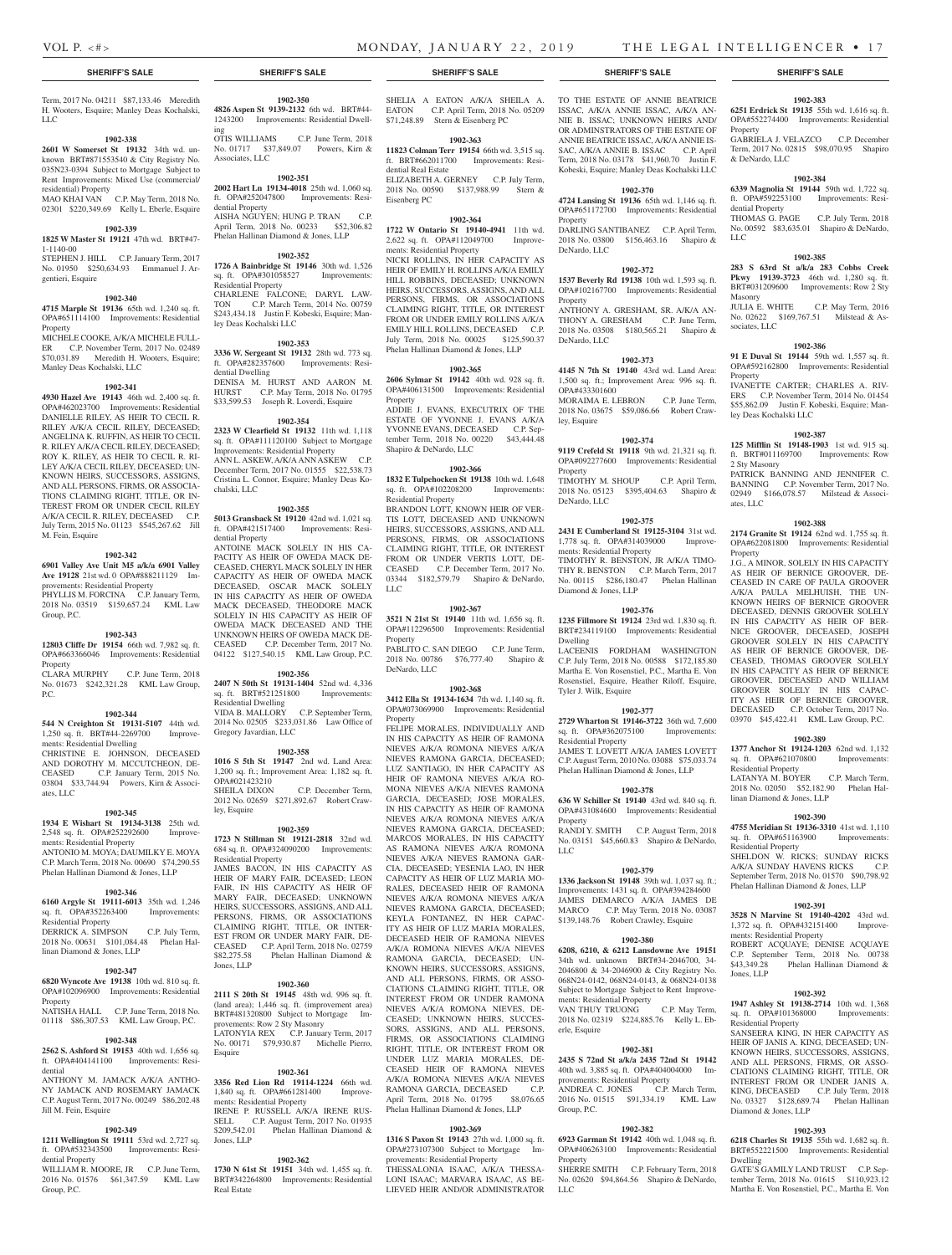Term, 2017 No. 04211 $87,133.46 Meredith H. Wooters, Esquire; Manley Deas Kochalski, LLC

**1902-338**

**2601 W Somerset St 19132** 34th wd. unknown BRT#871553540 & City Registry No. 035N23-0394 Subject to Mortgage Subject to Rent Improvements: Mixed Use (commercial/residential) Property

MAO KHAI VAN C.P. May Term, 2018 No. 02301 $220,349.69 Kelly L. Eberle, Esquire

**1902-339**

**1825 W Master St 19121** 47th wd. BRT#47-1-1140-00

STEPHEN J. HILL C.P. January Term, 2017 No. 01950 $250,634.93 Emmanuel J. Argentieri, Esquire

**1902-340**

**4715 Marple St 19136** 65th wd. 1,240 sq. ft. OPA#651114100 Improvements: Residential Property

MICHELE COOKE, A/K/A MICHELE FULLER C.P. November Term, 2017 No. 02489 $70,031.89 Meredith H. Wooters, Esquire; Manley Deas Kochalski, LLC

**1902-341**

**4930 Hazel Ave 19143** 46th wd. 2,400 sq. ft. OPA#462023700 Improvements: Residential Property

DANIELLE RILEY, AS HEIR TO CECIL R. RILEY A/K/A CECIL RILEY, DECEASED; ANGELINA K. RUFFIN, AS HEIR TO CECIL R. RILEY A/K/A CECIL RILEY, DECEASED; ROY K. RILEY, AS HEIR TO CECIL R. RILEY A/K/A CECIL RILEY, DECEASED; UNKNOWN HEIRS, SUCCESSORS, ASSIGNS, AND ALL PERSONS, FIRMS, OR ASSOCIATIONS CLAIMING RIGHT, TITLE, OR INTEREST FROM OR UNDER CECIL RILEY A/K/A CECIL R. RILEY, DECEASED C.P. July Term, 2015 No. 01123 $545,267.62 Jill M. Fein, Esquire

**1902-342**

**6901 Valley Ave Unit M5 a/k/a 6901 Valley Ave 19128** 21st wd. 0 OPA#888211129 Improvements: Residential Property

PHYLLIS M. FORCINA C.P. January Term, 2018 No. 03519 $159,657.24 KML Law Group, P.C.

**1902-343**

**12803 Cliffe Dr 19154** 66th wd. 7,982 sq. ft. OPA#663366046 Improvements: Residential Property

CLARA MURPHY C.P. June Term, 2018 No. 01673 $242,321.28 KML Law Group, P.C.

**1902-344**

**544 N Creighton St 19131-5107** 44th wd. 1,250 sq. ft. BRT#44-2269700 Improvements: Residential Dwelling

CHRISTINE E. JOHNSON, DECEASED AND DOROTHY M. MCCUTCHEON, DECEASED C.P. January Term, 2015 No. 03804 $33,744.94 Powers, Kirn & Associates, LLC

**1902-345**

**1934 E Wishart St 19134-3138** 25th wd. 2,548 sq. ft. OPA#252292600 Improvements: Residential Property

ANTONIO M. MOYA; DAUMILKY E. MOYA C.P. March Term, 2018 No. 00690 $74,290.55 Phelan Hallinan Diamond & Jones, LLP

**1902-346**

**6160 Argyle St 19111-6013** 35th wd. 1,246 sq. ft. OPA#352263400 Improvements: Residential Property

DERRICK A. SIMPSON C.P. July Term, 2018 No. 00631 $101,084.48 Phelan Hallinan Diamond & Jones, LLP

**1902-347**

**6820 Wyncote Ave 19138** 10th wd. 810 sq. ft. OPA#102096900 Improvements: Residential Property

NATISHA HALL C.P. June Term, 2018 No. 01118 $86,307.53 KML Law Group, P.C.

**1902-348**

**2562 S. Ashford St 19153** 40th wd. 1,656 sq. ft. OPA#404141100 Improvements: Residential

ANTHONY M. JAMACK A/K/A ANTHONY JAMACK AND ROSEMARY JAMACK C.P. August Term, 2017 No. 00249 $86,202.48 Jill M. Fein, Esquire

**1902-349**

**1211 Wellington St 19111** 53rd wd. 2,727 sq. ft. OPA#532343500 Improvements: Residential Property

WILLIAM R. MOORE, JR C.P. June Term, 2016 No. 01576 $61,347.59 KML Law Group, P.C.

**1902-350**

**4826 Aspen St 9139-2132** 6th wd. BRT#44-1243200 Improvements: Residential Dwelling

OTIS WILLIAMS C.P. June Term, 2018 No. 01717 $37,849.07 Powers, Kirn & Associates, LLC

**1902-351**

**2002 Hart Ln 19134-4018** 25th wd. 1,060 sq. ft. OPA#252047800 Improvements: Residential Property

AISHA NGUYEN; HUNG P. TRAN C.P. April Term, 2018 No. 00233 $52,306.82 Phelan Hallinan Diamond & Jones, LLP

**1902-352**

**1726 A Bainbridge St 19146** 30th wd. 1,526 sq. ft. OPA#301058527 Improvements: Residential Property

CHARLENE FALCONE; DARYL LAWTON C.P. March Term, 2014 No. 00759 $243,434.18 Justin F. Kobeski, Esquire; Manley Deas Kochalski LLC

**1902-353**

**3336 W. Sergeant St 19132** 28th wd. 773 sq. ft. OPA#282357600 Improvements: Residential Dwelling

DENISA M. HURST AND AARON M. HURST C.P. May Term, 2018 No. 01795 $33,599.53 Joseph R. Loverdi, Esquire

**1902-354**

**2323 W Clearfield St 19132** 11th wd. 1,118 sq. ft. OPA#111120100 Subject to Mortgage Improvements: Residential Property

ANN L. ASKEW, A/K/A ANN ASKEW C.P. December Term, 2017 No. 01555 $22,538.73 Cristina L. Connor, Esquire; Manley Deas Kochalski, LLC

**1902-355**

**5013 Gransback St 19120** 42nd wd. 1,021 sq. ft. OPA#421517400 Improvements: Residential Property

ANTOINE MACK SOLELY IN HIS CAPACITY AS HEIR OF OWEDA MACK DECEASED, CHERYL MACK SOLELY IN HER CAPACITY AS HEIR OF OWEDA MACK DECEASED, OSCAR MACK SOLELY IN HIS CAPACITY AS HEIR OF OWEDA MACK DECEASED, THEODORE MACK SOLELY IN HIS CAPACITY AS HEIR OF OWEDA MACK DECEASED AND THE UNKNOWN HEIRS OF OWEDA MACK DECEASED C.P. December Term, 2017 No. 04122 $127,540.15 KML Law Group, P.C.

**1902-356**

**2407 N 50th St 19131-1404** 52nd wd. 4,336 sq. ft. BRT#521251800 Improvements: Residential Dwelling

VIDA B. MALLORY C.P. September Term, 2014 No. 02505 $233,031.86 Law Office of Gregory Javardian, LLC

**1902-358**

**1016 S 5th St 19147** 2nd wd. Land Area: 1,200 sq. ft.; Improvement Area: 1,182 sq. ft. OPA#021423210

SHEILA DIXON C.P. December Term, 2012 No. 02659 $271,892.67 Robert Crawley, Esquire

**1902-359**

**1723 N Stillman St 19121-2818** 32nd wd. 684 sq. ft. OPA#324090200 Improvements: Residential Property

JAMES BACON, IN HIS CAPACITY AS HEIR OF MARY FAIR, DCEASED; LEON FAIR, IN HIS CAPACITY AS HEIR OF MARY FAIR, DECEASED; UNKNOWN HEIRS, SUCCESSORS, ASSIGNS, AND ALL PERSONS, FIRMS, OR ASSOCIATIONS CLAIMING RIGHT, TITLE, OR INTEREST FROM OR UNDER MARY FAIR, DECEASED C.P. April Term, 2018 No. 02759 $82,275.58 Phelan Hallinan Diamond & Jones, LLP

**1902-360**

**2111 S 20th St 19145** 48th wd. 996 sq. ft. (land area); 1,446 sq. ft. (improvement area) BRT#481320800 Subject to Mortgage Improvements: Row 2 Sty Masonry

LATONYIA REX C.P. January Term, 2017 No. 00171 $79,930.87 Michelle Pierro, Esquire

**1902-361**

**3356 Red Lion Rd 19114-1224** 66th wd. 1,840 sq. ft. OPA#661281400 Improvements: Residential Property

IRENE P. RUSSELL A/K/A IRENE RUSSELL C.P. August Term, 2017 No. 01935 $209,542.01 Phelan Hallinan Diamond & Jones, LLP

**1902-362**

**1730 N 61st St 19151** 34th wd. 1,455 sq. ft. BRT#342264800 Improvements: Residential Real Estate

SHELIA A EATON A/K/A SHEILA A. EATON C.P. April Term, 2018 No. 05209 $71,248.89 Stern & Eisenberg PC

**1902-363**

**11823 Colman Terr 19154** 66th wd. 3,515 sq. ft. BRT#662011700 Improvements: Residential Real Estate

ELIZABETH A. GERNEY C.P. July Term, 2018 No. 00590 $137,988.99 Stern & Eisenberg PC

**1902-364**

**1722 W Ontario St 19140-4941** 11th wd. 2,622 sq. ft. OPA#112049700 Improvements: Residential Property

NICKI ROLLINS, IN HER CAPACITY AS HEIR OF EMILY H. ROLLINS A/K/A EMILY HILL ROBBINS, DECEASED; UNKNOWN HEIRS, SUCCESSORS, ASSIGNS, AND ALL PERSONS, FIRMS, OR ASSOCIATIONS CLAIMING RIGHT, TITLE, OR INTEREST FROM OR UNDER EMILY ROLLINS A/K/A EMILY HILL ROLLINS, DECEASED C.P. July Term, 2018 No. 00025 $125,590.37 Phelan Hallinan Diamond & Jones, LLP

**1902-365**

**2606 Sylmar St 19142** 40th wd. 928 sq. ft. OPA#406131500 Improvements: Residential Property

ADDIE J. EVANS, EXECUTRIX OF THE ESTATE OF YVONNE J. EVANS A/K/A YVONNE EVANS, DECEASED C.P. September Term, 2018 No. 00220 $43,444.48 Shapiro & DeNardo, LLC

**1902-366**

**1832 E Tulpehocken St 19138** 10th wd. 1,648 sq. ft. OPA#102208200 Improvements: Residential Property

BRANDON LOTT, KNOWN HEIR OF VERTIS LOTT, DECEASED AND UNKNOWN HEIRS, SUCCESSORS, ASSIGNS, AND ALL PERSONS, FIRMS, OR ASSOCIATIONS CLAIMING RIGHT, TITLE, OR INTEREST FROM OR UNDER VERTIS LOTT, DECEASED C.P. December Term, 2017 No. 03344 $182,579.79 Shapiro & DeNardo, LLC

**1902-367**

**3521 N 21st St 19140** 11th wd. 1,656 sq. ft. OPA#112296500 Improvements: Residential Property

PABLITO C. SAN DIEGO C.P. June Term, 2018 No. 00786 $76,777.40 Shapiro & DeNardo, LLC

**1902-368**

**3412 Ella St 19134-1634** 7th wd. 1,140 sq. ft. OPA#073069900 Improvements: Residential Property

FELIPE MORALES, INDIVIDUALLY AND IN HIS CAPACITY AS HEIR OF RAMONA NIEVES A/K/A ROMONA NIEVES A/K/A NIEVES RAMONA GARCIA, DECEASED; LUZ SANTIAGO, IN HER CAPACITY AS HEIR OF RAMONA NIEVES A/K/A ROMONA NIEVES A/K/A NIEVES RAMONA GARCIA, DECEASED; JOSE MORALES, IN HIS CAPACITY AS HEIR OF RAMONA NIEVES A/K/A ROMONA NIEVES A/K/A NIEVES RAMONA GARCIA, DECEASED; MARCOS MORALES, IN HIS CAPACITY AS HEIR OF RAMONA NIEVES A/K/A ROMONA NIEVES A/K/A NIEVES RAMONA GARCIA, DECEASED; YESENIA LAO, IN HER CAPACITY AS HEIR OF LUZ MARIA MORALES, DECEASED HEIR OF RAMONA NIEVES A/K/A ROMONA NIEVES A/K/A NIEVES RAMONA GARCIA, DECEASED; KEYLA FONTANEZ, IN HER CAPACITY AS HEIR OF LUZ MARIA MORALES, DECEASED HEIR OF RAMONA NIEVES A/K/A ROMONA NIEVES A/K/A NIEVES RAMONA GARCIA, DECEASED; UNKNOWN HEIRS, SUCCESSORS, ASSIGNS, AND ALL PERSONS, FIRMS, OR ASSOCIATIONS CLAIMING RIGHT, TITLE, OR INTEREST FROM OR UNDER RAMONA NIEVES A/K/A ROMONA NIEVES, DECEASED; UNKNOWN HEIRS, SUCCESSORS, ASSIGNS, AND ALL PERSONS, FIRMS, OR ASSOCIATIONS CLAIMING RIGHT, TITLE, OR INTEREST FROM OR UNDER LUZ MARIA MORALES, DECEASED HEIR OF RAMONA NIEVES A/K/A ROMONA NIEVES A/K/A NIEVES RAMONA GARCIA, DECEASED C.P. April Term, 2018 No. 01795 $8,076.65 Phelan Hallinan Diamond & Jones, LLP

**1902-369**

**1316 S Paxon St 19143** 27th wd. 1,000 sq. ft. OPA#273107300 Subject to Mortgage Improvements: Residential Property

THESSALONIA ISAAC, A/K/A THESSALONI ISAAC; MARVARA ISAAC, AS BELIEVED HEIR AND/OR ADMINISTRATOR TO THE ESTATE OF ANNIE BEATRICE ISSAC, A/K/A ANNIE ISSAC, A/K/A ANNIE B. ISSAC; UNKNOWN HEIRS AND/OR ADMINSTRATORS OF THE ESTATE OF ANNIE BEATRICE ISSAC, A/K/A ANNIE ISSAC, A/K/A ANNIE B. ISSAC C.P. April Term, 2018 No. 03178 $41,960.70 Justin F. Kobeski, Esquire; Manley Deas Kochalski LLC

**1902-370**

**4724 Lansing St 19136** 65th wd. 1,146 sq. ft. OPA#651172700 Improvements: Residential Property

DARLING SANTIBANEZ C.P. April Term, 2018 No. 03800 $156,463.16 Shapiro & DeNardo, LLC

**1902-372**

**1537 Beverly Rd 19138** 10th wd. 1,593 sq. ft. OPA#102167700 Improvements: Residential Property

ANTHONY A. GRESHAM, SR. A/K/A ANTHONY A. GRESHAM C.P. June Term, 2018 No. 03508 $180,565.21 Shapiro & DeNardo, LLC

**1902-373**

**4145 N 7th St 19140** 43rd wd. Land Area: 1,500 sq. ft.; Improvement Area: 996 sq. ft. OPA#433301600

MORAIMA E. LEBRON C.P. June Term, 2018 No. 03675 $59,086.66 Robert Crawley, Esquire

**1902-374**

**9119 Crefeld St 19118** 9th wd. 21,321 sq. ft. OPA#092277600 Improvements: Residential Property

TIMOTHY M. SHOUP C.P. April Term, 2018 No. 05123 $395,404.63 Shapiro & DeNardo, LLC

**1902-375**

**2431 E Cumberland St 19125-3104** 31st wd. 1,778 sq. ft. OPA#314039000 Improvements: Residential Property

TIMOTHY R. BENSTON, JR A/K/A TIMOTHY R. BENSTON C.P. March Term, 2017 No. 00115 $286,180.47 Phelan Hallinan Diamond & Jones, LLP

**1902-376**

**1235 Fillmore St 19124** 23rd wd. 1,830 sq. ft. BRT#234119100 Improvements: Residential Dwelling

LACEENIS FORDHAM WASHINGTON C.P. July Term, 2018 No. 00588 $172,185.80 Martha E. Von Rosenstiel, P.C., Martha E. Von Rosenstiel, Esquire, Heather Riloff, Esquire, Tyler J. Wilk, Esquire

**1902-377**

**2729 Wharton St 19146-3722** 36th wd. 7,600 sq. ft. OPA#362075100 Improvements: Residential Property

JAMES T. LOVETT A/K/A JAMES LOVETT C.P. August Term, 2010 No. 03088 $75,033.74 Phelan Hallinan Diamond & Jones, LLP

**1902-378**

**636 W Schiller St 19140** 43rd wd. 840 sq. ft. OPA#431084600 Improvements: Residential Property

RANDI Y. SMITH C.P. August Term, 2018 No. 03151 $45,660.83 Shapiro & DeNardo, LLC

**1902-379**

**1336 Jackson St 19148** 39th wd. 1,037 sq. ft.; Improvements: 1431 sq. ft. OPA#394284600

JAMES DEMARCO A/K/A JAMES DE MARCO C.P. May Term, 2018 No. 03087 $139,148.76 Robert Crawley, Esquire

**1902-380**

**6208, 6210, & 6212 Lansdowne Ave 19151** 34th wd. unknown BRT#34-2046700, 34-2046800 & 34-2046900 & City Registry No. 068N24-0142, 068N24-0143, & 068N24-0138 Subject to Mortgage Subject to Rent Improvements: Residential Property

VAN THUY TRUONG C.P. May Term, 2018 No. 02319 $224,885.76 Kelly L. Eberle, Esquire

**1902-381**

**2435 S 72nd St a/k/a 2435 72nd St 19142** 40th wd. 3,885 sq. ft. OPA#404004000 Improvements: Residential Property

ANDREA C. JONES C.P. March Term, 2016 No. 01515 $91,334.19 KML Law Group, P.C.

**1902-382**

**6923 Garman St 19142** 40th wd. 1,048 sq. ft. OPA#406263100 Improvements: Residential Property

SHERRE SMITH C.P. February Term, 2018 No. 02620 $94,864.56 Shapiro & DeNardo, LLC

**1902-383**

**6251 Erdrick St 19135** 55th wd. 1,616 sq. ft. OPA#552274400 Improvements: Residential Property

GABRIELA J. VELAZCO C.P. December Term, 2017 No. 02815 $98,070.95 Shapiro & DeNardo, LLC

**1902-384**

**6339 Magnolia St 19144** 59th wd. 1,722 sq. ft. OPA#592253100 Improvements: Residential Property

THOMAS G. PAGE C.P. July Term, 2018 No. 00592 $83,635.01 Shapiro & DeNardo, LLC

**1902-385**

**283 S 63rd St a/k/a 283 Cobbs Creek Pkwy 19139-3723** 46th wd. 1,280 sq. ft. BRT#031209600 Improvements: Row 2 Sty Masonry

JULIA E. WHITE C.P. May Term, 2016 No. 02622 $169,767.51 Milstead & Associates, LLC

**1902-386**

**91 E Duval St 19144** 59th wd. 1,557 sq. ft. OPA#592162800 Improvements: Residential Property

IVANETTE CARTER; CHARLES A. RIVERS C.P. November Term, 2014 No. 01454 $55,862.09 Justin F. Kobeski, Esquire; Manley Deas Kochalski LLC

**1902-387**

**125 Mifflin St 19148-1903** 1st wd. 915 sq. ft. BRT#011169700 Improvements: Row 2 Sty Masonry

PATRICK BANNING AND JENNIFER C. BANNING C.P. November Term, 2017 No. 02949 $166,078.57 Milstead & Associates, LLC

**1902-388**

**2174 Granite St 19124** 62nd wd. 1,755 sq. ft. OPA#622081800 Improvements: Residential Property

J.G., A MINOR, SOLELY IN HIS CAPACITY AS HEIR OF BERNICE GROOVER, DECEASED IN CARE OF PAULA GROOVER A/K/A PAULA MELHUISH, THE UNKNOWN HEIRS OF BERNICE GROOVER DECEASED, DENNIS GROOVER SOLELY IN HIS CAPACITY AS HEIR OF BERNICE GROOVER, DECEASED, JOSEPH GROOVER SOLELY IN HIS CAPACITY AS HEIR OF BERNICE GROOVER, DECEASED, THOMAS GROOVER SOLELY IN HIS CAPACITY AS HEIR OF BERNICE GROOVER, DECEASED AND WILLIAM GROOVER SOLELY IN HIS CAPACITY AS HEIR OF BERNICE GROOVER, DECEASED C.P. October Term, 2017 No. 03970 $45,422.41 KML Law Group, P.C.

**1902-389**

**1377 Anchor St 19124-1203** 62nd wd. 1,132 sq. ft. OPA#621070800 Improvements: Residential Property

LATANYA M. BOYER C.P. March Term, 2018 No. 02050 $52,182.90 Phelan Hallinan Diamond & Jones, LLP

**1902-390**

**4755 Meridian St 19136-3310** 41st wd. 1,110 sq. ft. OPA#651163900 Improvements: Residential Property

SHELDON W. RICKS; SUNDAY RICKS A/K/A SUNDAY HAVENS RICKS C.P. September Term, 2018 No. 01570 $90,798.92 Phelan Hallinan Diamond & Jones, LLP

**1902-391**

**3528 N Marvine St 19140-4202** 43rd wd. 1,372 sq. ft. OPA#432151400 Improvements: Residential Property

ROBERT ACQUAYE; DENISE ACQUAYE C.P. September Term, 2018 No. 00738 $43,349.28 Phelan Hallinan Diamond & Jones, LLP

**1902-392**

**1947 Ashley St 19138-2714** 10th wd. 1,368 sq. ft. OPA#101368000 Improvements: Residential Property

SANSEERA KING, IN HER CAPACITY AS HEIR OF JANIS A. KING, DECEASED; UNKNOWN HEIRS, SUCCESSORS, ASSIGNS, AND ALL PERSONS, FIRMS, OR ASSOCIATIONS CLAIMING RIGHT, TITLE, OR INTEREST FROM OR UNDER JANIS A. KING, DECEASED C.P. July Term, 2018 No. 03327 $128,689.74 Phelan Hallinan Diamond & Jones, LLP

**1902-393**

**6218 Charles St 19135** 55th wd. 1,682 sq. ft. BRT#552221500 Improvements: Residential Dwelling

GATE'S GAMILY LAND TRUST C.P. September Term, 2018 No. 01615 $110,923.12 Martha E. Von Rosenstiel, P.C., Martha E. Von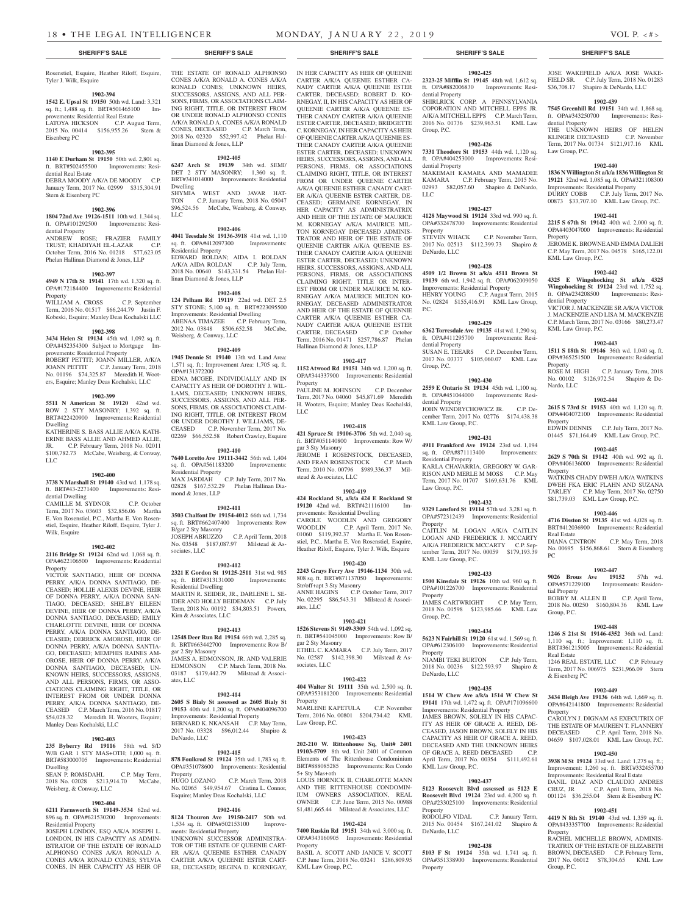## SHERIFF'S SALE

Rosenstiel, Esquire, Heather Riloff, Esquire, Tyler J. Wilk, Esquire

**1902-394**

**1542 E. Upsal St 19150** 50th wd. Land: 3,321 sq. ft.; 1,488 sq. ft. BRT#501465100 Improvements: Residential Real Estate

LATOYA HICKSON C.P. August Term, 2015 No. 00414 $156,955.26 Stern & Eisenberg PC

**1902-395**

**1140 E Durham St 19150** 50th wd. 2,801 sq. ft. BRT#502455500 Improvements: Residential Real Estate

DEBRA MOODY A/K/A DE MOODY C.P. January Term, 2017 No. 02999 $315,304.91 Stern & Eisenberg PC

**1902-396**

**1804 72nd Ave 19126-1511** 10th wd. 1,344 sq. ft. OPA#101292500 Improvements: Residential Property

ANDREW ROSE; FRAZIER FAMILY TRUST; KHADIYAH EL-LAZAR C.P. October Term, 2016 No. 01218 $77,623.05 Phelan Hallinan Diamond & Jones, LLP

**1902-397**

**4949 N 17th St 19141** 17th wd. 1,320 sq. ft. OPA#172184400 Improvements: Residential Property

WILLIAM A. CROSS C.P. September Term, 2016 No. 01517 $66,244.79 Justin F. Kobeski, Esquire; Manley Deas Kochalski LLC

**1902-398**

**3434 Helen St 19134** 45th wd. 1,092 sq. ft. OPA#452354300 Subject to Mortgage Improvements: Residential Property

ROBERT PETTIT; JOANN MILLER, A/K/A JOANN PETTIT C.P. January Term, 2018 No. 01196 $74,325.87 Meredith H. Wooters, Esquire; Manley Deas Kochalski, LLC

**1902-399**

**5511 N American St 19120** 42nd wd. ROW 2 STY MASONRY; 1,392 sq. ft. BRT#422420900 Improvements: Residential Dwelling

KATHERINE S. BASS ALLIE A/K/A KATHERINE BASS ALLIE AND AHMED ALLIE, JR. C.P. February Term, 2018 No. 02011 $100,782.73 McCabe, Weisberg, & Conway, LLC

**1902-400**

**3738 N Marshall St 19140** 43rd wd. 1,178 sq. ft. BRT#43-2271400 Improvements: Residential Dwelling

CAMILLE M. SYDNOR C.P. October Term, 2017 No. 03603 $32,856.06 Martha E. Von Rosenstiel, P.C., Martha E. Von Rosenstiel, Esquire, Heather Riloff, Esquire, Tyler J. Wilk, Esquire

**1902-402**

**2116 Bridge St 19124** 62nd wd. 1,068 sq. ft. OPA#622106500 Improvements: Residential Property

VICTOR SANTIAGO, HEIR OF DONNA PERRY, A/K/A DONNA SANTIAGO, DECEASED; HOLLIE ALEXIS DEVINE, HEIR OF DONNA PERRY, A/K/A DONNA SANTIAGO, DECEASED; SHELBY EILEEN DEVINE, HEIR OF DONNA PERRY, A/K/A DONNA SANTIAGO, DECEASED; EMILY CHARLOTTE DEVINE, HEIR OF DONNA PERRY, A/K/A DONNA SANTIAGO, DECEASED; DERRICK AMOROSE, HEIR OF DONNA PERRY, A/K/A DONNA SANTIAGO, DECEASED; MEMPHIS RAINES AMOROSE, HEIR OF DONNA PERRY, A/K/A DONNA SANTIAGO, DECEASED; UNKNOWN HEIRS, SUCCESSORS, ASSIGNS, AND ALL PERSONS, FIRMS, OR ASSOCIATIONS CLAIMING RIGHT, TITLE, OR INTEREST FROM OR UNDER DONNA PERRY, A/K/A DONNA SANTIAGO, DECEASED C.P. March Term, 2016 No. 01817 $54,028.32 Meredith H. Wooters, Esquire; Manley Deas Kochalski LLC

**1902-403**

**235 Byberry Rd 19116** 58th wd. S/D W/B GAR 1 STY MAS+OTH; 1,000 sq. ft. BRT#583000705 Improvements: Residential Dwelling

SEAN P. ROMSDAHL C.P. May Term, 2018 No. 02028 $213,914.70 McCabe, Weisberg, & Conway, LLC

**1902-404**

**6211 Farnsworth St 19149-3534** 62nd wd. 896 sq. ft. OPA#621530200 Improvements: Residential Property

JOSEPH LONDON, ESQ A/K/A JOSEPH L. LONDON, IN HIS CAPACITY AS ADMINISTRATOR OF THE ESTATE OF RONALD ALPHONSO CONES A/K/A RONALD A. CONES A/K/A RONALD CONES; SYLVIA CONES, IN HER CAPACITY AS HEIR OF THE ESTATE OF RONALD ALPHONSO CONES A/K/A RONALD A. CONES A/K/A RONALD CONES; UNKNOWN HEIRS, SUCCESSORS, ASSIGNS, AND ALL PERSONS, FIRMS, OR ASSOCIATIONS CLAIMING RIGHT, TITLE, OR INTEREST FROM OR UNDER RONALD ALPHONSO CONES A/K/A RONALD A. CONES A/K/A RONALD CONES, DECEASED C.P. March Term, 2018 No. 02320 $52,997.42 Phelan Hallinan Diamond & Jones, LLP

**1902-405**

**6247 Arch St 19139** 34th wd. SEMI/DET 2 STY MASONRY; 1,360 sq. ft. BRT#341014000 Improvements: Residential Dwelling

SHYMIA WEST AND JAVAR HATTON C.P. January Term, 2018 No. 05047 $96,524.56 McCabe, Weisberg, & Conway, LLC

**1902-406**

**4041 Teesdale St 19136-3918** 41st wd. 1,110 sq. ft. OPA#412097300 Improvements: Residential Property

EDWARD ROLDAN; AIDA I. ROLDAN A/K/A AIDA ROLDAN C.P. July Term, 2018 No. 00640 $143,331.54 Phelan Hallinan Diamond & Jones, LLP

**1902-408**

**124 Pelham Rd 19119** 22nd wd. DET 2.5 STY STONE; 5,100 sq. ft. BRT#223095500 Improvements: Residential Dwelling

ABENAA TIMAZEE C.P. February Term, 2012 No. 03848 $506,652.58 McCabe, Weisberg, & Conway, LLC

**1902-409**

**1945 Dennie St 19140** 13th wd. Land Area: 1,571 sq. ft.; Improvement Area: 1,705 sq. ft. OPA#131372200

EDNA MCGEE, INDIVIDUALLY AND IN CAPACITY AS HEIR OF DOROTHY J. WILLAMS, DECEASED; UNKNOWN HEIRS, SUCCESSORS, ASSIGNS, AND ALL PERSONS, FIRMS, OR ASSOCIATIONS CLAIMING RIGHT, TITLE, OR INTEREST FROM OR UNDER DOROTHY J. WILLIAMS, DECEASED C.P. November Term, 2017 No. 02269 $66,552.58 Robert Crawley, Esquire

**1902-410**

**7640 Loretto Ave 19111-3442** 56th wd. 1,404 sq. ft. OPA#561183200 Improvements: Residential Property

MAX JARDIAH C.P. July Term, 2017 No. 02828 $167,532.29 Phelan Hallinan Diamond & Jones, LLP

**1902-411**

**3503 Chalfont Dr 19154-4012** 66th wd. 1,734 sq. ft. BRT#662407400 Improvements: Row B/gar 2 Sty Masonry

JOSEPH ABRUZZO C.P. April Term, 2018 No. 03548 $187,087.97 Milstead & Associates, LLC

**1902-412**

**2321 E Gordon St 19125-2511** 31st wd. 985 sq. ft. BRT#313131000 Improvements: Residential Dwelling

MARTIN R. SEIDER, JR., DARLENE L. SEIDER AND HOLLY BEIDEMAN C.P. July Term, 2018 No. 00192 $34,803.51 Powers, Kirn & Associates, LLC

**1902-413**

**12548 Deer Run Rd 19154** 66th wd. 2,285 sq. ft. BRT#663442700 Improvements: Row B/gar 2 Sty Masonry

JAMES A. EDMONSON, JR. AND VALERIE EDMONSON C.P. March Term, 2018 No. 03187 $179,442.79 Milstead & Associates, LLC

**1902-414**

**2605 S Bialy St assessed as 2605 Bialy St 19153** 40th wd. 1,200 sq. ft. OPA#404096700 Improvements: Residential Property

BERNARD K. NKANSAH C.P. May Term, 2017 No. 03328 $96,012.44 Shapiro & DeNardo, LLC

**1902-415**

**878 Foulkrod St 19124** 35th wd. 1,783 sq. ft. OPA#351078600 Improvements: Residential Property

HUGO LOZANO C.P. March Term, 2018 No. 02065 $49,954.67 Cristina L. Connor, Esquire; Manley Deas Kochalski, LLC

**1902-416**

**8124 Thouron Ave 19150-2417** 50th wd. 1,534 sq. ft. OPA#502153100 Improvements: Residential Property

UNKNOWN SUCCESSOR ADMINISTRATOR OF THE ESTATE OF QUEENIE CARTER A/K/A QUEENIE ESTHER CANADY CARTER A/K/A QUEENIE ESTER CARTER, DECEASED; REGINA D. KORNEGAY, IN HER CAPACITY AS HEIR OF QUEENIE CARTER A/K/A QUEENIE ESTHER CANADY CARTER A/K/A QUEENIE ESTER CARTER, DECEASED; ROBERT D. KORNEGAY, II, IN HIS CAPACITY AS HEIR OF QUEENIE CARTER A/K/A QUEENIE ESTHER CANADY CARTER A/K/A QUEENIE ESTER CARTER, DECEASED; BRIDGETTE C. KORNEGAY, IN HER CAPACITY AS HEIR OF QUEENIE CARTER A/K/A QUEENIE ESTHER CANADY CARTER A/K/A QUEENIE ESTER CARTER, DECEASED; UNKNOWN HEIRS, SUCCESSORS, ASSIGNS, AND ALL PERSONS, FIRMS, OR ASSOCIATIONS CLAIMING RIGHT, TITLE, OR INTEREST FROM OR UNDER QUEENIE CARTER A/K/A QUEENIE ESTHER CANADY CARTER A/K/A QUEENIE ESTER CARTER, DECEASED; GERMAINE KORNEGAY, IN HER CAPACITY AS ADMINISTRATRIX AND HEIR OF THE ESTATE OF MAURICE M. KORNEGAY A/K/A MAURICE MILTON KORNEGAY DECEASED ADMINISTRATOR AND HEIR OF THE ESTATE OF QUEENIE CARTER A/K/A QUEENIE ESTHER CANADY CARTER A/K/A QUEENIE ESTER CARTER, DECEASED; UNKNOWN HEIRS, SUCCESSORS, ASSIGNS, AND ALL PERSONS, FIRMS, OR ASSOCIATIONS CLAIMING RIGHT, TITLE OR INTEREST FROM OR UNDER MAURICE M. KORNEGAY A/K/A MAURICE MILTON KORNEGAY, DECEASED ADMINISTRATOR AND HEIR OF THE ESTATE OF QUENNIE CARTER A/K/A QUEENIE ESTHER CANADY CARTER A/K/A QUEENIE ESTER CARTER, DECEASED C.P. October Term, 2016 No. 01471 $257,786.87 Phelan Hallinan Diamond & Jones, LLP

**1902-417**

**1152 Atwood Rd 19151** 34th wd. 1,200 sq. ft. OPA#344337900 Improvements: Residential Property

PAULINE M. JOHNSON C.P. December Term, 2017 No. 04060 $45,871.69 Meredith H. Wooters, Esquire; Manley Deas Kochalski, LLC

**1902-418**

**421 Spruce St 19106-3706** 5th wd. 2,040 sq. ft. BRT#051140800 Improvements: Row W/gar 3 Sty Masonry

JEROME I ROSENSTOCK, DECEASED, AND FRAN ROSENSTOCK C.P. March Term, 2010 No. 00796 $989,336.37 Milstead & Associates, LLC

**1902-419**

**424 Rockland St, a/k/a 424 E Rockland St 19120** 42nd wd. BRT#421116100 Improvements: Residential Dwelling

CAROLE WOODLIN AND GREGORY WOODLIN C.P. April Term, 2017 No. 01060 $119,392.37 Martha E. Von Rosenstiel, P.C., Martha E. Von Rosenstiel, Esquire, Heather Riloff, Esquire, Tyler J. Wilk, Esquire

**1902-420**

**2243 Grays Ferry Ave 19146-1134** 30th wd. 808 sq. ft. BRT#871137050 Improvements: Str/off+apt 3 Sty Masonry

ANNE HAGINS C.P. October Term, 2017 No. 02295 $86,543.31 Milstead & Associates, LLC

**1902-421**

**1526 Stevens St 9149-3309** 54th wd. 1,092 sq. ft. BRT#541045000 Improvements: Row B/gar 2 Sty Masonry

ETHEL C. KAMARA C.P. July Term, 2017 No. 02587 $142,398.30 Milstead & Associates, LLC

**1902-422**

**404 Walter St 19111** 35th wd. 2,500 sq. ft. OPA#353181200 Improvements: Residential Property

MARLENE KAPETULA C.P. November Term, 2016 No. 00801 $204,734.42 KML Law Group, P.C.

**1902-423**

**202-210 W. Rittenhouse Sq, Unit# 2401 19103-5709** 8th wd. Unit 2401 of Common Elements of The Rittenhouse Condominium BRT#888085285 Improvements: Res Condo 5+ Sty Mas+oth

LOUIS HORNICK II, CHARLOTTE MANN AND THE RITTENHOUSE CONDOMINIUM OWNERS ASSOCIATION, REAL OWNER C.P. June Term, 2015 No. 00988 $1,481,665.44 Milstead & Associates, LLC

**1902-424**

**7400 Ruskin Rd 19151** 34th wd. 3,000 sq. ft. OPA#343160905 Improvements: Residential Property

BASIL A. SCOTT AND JANICE V. SCOTT C.P. June Term, 2018 No. 03241 $286,809.95 KML Law Group, P.C.

**1902-425**

**2323-25 Mifflin St 19145** 48th wd. 1,612 sq. ft. OPA#882006830 Improvements: Residential Property

SHIRLRICK CORP, A PENNSYLVANIA COPORATION AND MITCHELL EPPS JR. A/K/A MITCHELL EPPS C.P. March Term, 2016 No. 01736 $239,963.51 KML Law Group, P.C.

**1902-426**

**7331 Theodore St 19153** 44th wd. 1,120 sq. ft. OPA#404253000 Improvements: Residential Property

MAKEMAH KAMARA AND MAMADEE KAMARA C.P. February Term, 2015 No. 02993 $82,057.60 Shapiro & DeNardo, LLC

**1902-427**

**4128 Maywood St 19124** 33rd wd. 990 sq. ft. OPA#332478700 Improvements: Residential Property

STEVEN WHACK C.P. November Term, 2017 No. 02513 $112,399.73 Shapiro & DeNardo, LLC

**1902-428**

**4509 1/2 Brown St a/k/a 4511 Brown St 19139** 6th wd. 1,942 sq. ft. OPA#062009050 Improvements: Residential Property

HENRY YOUNG C.P. August Term, 2015 No. 02824 $155,416.91 KML Law Group, P.C.

**1902-429**

**6362 Torresdale Ave 19135** 41st wd. 1,290 sq. ft. OPA#411295700 Improvements: Residential Property

SUSAN E. TEEARS C.P. December Term, 2017 No. 03377 $105,060.07 KML Law Group, P.C.

**1902-430**

**2559 E Ontario St 19134** 45th wd. 1,100 sq. ft. OPA#451044000 Improvements: Residential Property

JOHN WENDRYCHOWICZ JR. C.P. December Term, 2017 No. 02776 $174,438.38 KML Law Group, P.C.

**1902-431**

**4911 Frankford Ave 19124** 23rd wd. 1,194 sq. ft. OPA#871113400 Improvements: Residential Property

KARLA CHAVARRIA, GREGORY W. GARRISON AND MERLE M MOSS C.P. May Term, 2017 No. 01707 $169,631.76 KML Law Group, P.C.

**1902-432**

**9329 Lansford St 19114** 57th wd. 3,281 sq. ft. OPA#572312439 Improvements: Residential Property

CAITLIN M. LOGAN A/K/A CAITLIN LOGAN AND FREDERICK J. MCCARTY A/K/A FREDERICK MCCARTY C.P. September Term, 2017 No. 00059 $179,193.39 KML Law Group, P.C.

**1902-433**

**1500 Kinsdale St 19126** 10th wd. 960 sq. ft. OPA#101226700 Improvements: Residential Property

JAMES CARTWRIGHT C.P. May Term, 2018 No. 01598 $123,985.66 KML Law Group, P.C.

**1902-434**

**5623 N Fairhill St 19120** 61st wd. 1,569 sq. ft. OPA#612306100 Improvements: Residential Property

NIAMBI TEKI BURTON C.P. July Term, 2018 No. 00236 $122,593.97 Shapiro & DeNardo, LLC

**1902-435**

**1514 W Chew Ave a/k/a 1514 W Chew St 19141** 17th wd. 1,472 sq. ft. OPA#171096600 Improvements: Residential Property

JAMES BROWN, SOLELY IN HIS CAPACITY AS HEIR OF GRACE A. REED, DECEASED, JASON BROWN, SOLELY IN HIS CAPACITY AS HEIR OF GRACE A. REED, DECEASED AND THE UNKNOWN HEIRS OF GRACE A. REED DECEASED C.P. April Term, 2017 No. 00354 $111,492.61 KML Law Group, P.C.

**1902-437**

**5123 Roosevelt Blvd assessed as 5123 E Roosevelt Blvd 19124** 23rd wd. 4,200 sq. ft. OPA#233025100 Improvements: Residential Property

RODOLFO VIDAL C.P. January Term, 2015 No. 01454 $167,241.02 Shapiro & DeNardo, LLC

**1902-438**

**5103 F St 19124** 35th wd. 1,741 sq. ft. OPA#351338900 Improvements: Residential Property

JOSE WAKEFIELD A/K/A JOSE WAKEFIELD SR. C.P. July Term, 2018 No. 01283 $36,708.17 Shapiro & DeNardo, LLC

**1902-439**

**7545 Greenhill Rd 19151** 34th wd. 1,868 sq. ft. OPA#343250700 Improvements: Residential Property

THE UNKNOWN HEIRS OF HELEN KLINGER DECEASED C.P. November Term, 2017 No. 01734 $121,917.16 KML Law Group, P.C.

**1902-440**

**1836 N Willington St a/k/a 1836 Willington St 19121** 32nd wd. 1,085 sq. ft. OPA#321108300 Improvements: Residential Property

DURRY COBB C.P. July Term, 2017 No. 00873 $33,707.10 KML Law Group, P.C.

**1902-441**

**2215 S 67th St 19142** 40th wd. 2,000 sq. ft. OPA#403047000 Improvements: Residential Property

JEROME K. BROWNE AND EMMA DALIEH C.P. May Term, 2017 No. 04578 $165,122.01 KML Law Group, P.C.

**1902-442**

**4325 E Wingohocking St a/k/a 4325 Wingohocking St 19124** 23rd wd. 1,752 sq. ft. OPA#234208500 Improvements: Residential Property

VICTOR J. MACKENZIE SR A/K/A VICTOR J. MACKENZIE AND LISA M. MACKENZIE C.P. March Term, 2017 No. 03166 $80,273.47 KML Law Group, P.C.

**1902-443**

**1511 S 18th St 19146** 36th wd. 1,040 sq. ft. OPA#365251500 Improvements: Residential Property

ROSE M. HIGH C.P. January Term, 2018 No. 00102 $126,972.54 Shapiro & DeNardo, LLC

**1902-444**

**2615 S 73rd St 19153** 40th wd. 1,120 sq. ft. OPA#404072100 Improvements: Residential Property

EDWIN DENNIS C.P. July Term, 2017 No. 01445 $71,164.49 KML Law Group, P.C.

**1902-445**

**2629 S 70th St 19142** 40th wd. 992 sq. ft. OPA#406136000 Improvements: Residential Property

WATKINS CHADY DWEH A/K/A WATKINS DWEH FKA ERIC FLAHN AND SUZANA TARLEY C.P. May Term, 2017 No. 02750 $81,739.03 KML Law Group, P.C.

**1902-446**

**4716 Disston St 19135** 41st wd. 4,028 sq. ft. BRT#412036900 Improvements: Residential Real Estate

DIANA CINTRON C.P. May Term, 2018 No. 00695 $156,868.61 Stern & Eisenberg PC

**1902-447**

**9026 Brous Ave 19152** 57th wd. OPA#571229100 Improvements: Residential Property

BOBBY M. ALLEN II C.P. April Term, 2018 No. 00250 $160,804.36 KML Law Group, P.C.

**1902-448**

**1246 S 21st St 19146-4352** 36th wd. Land: 1,110 sq. ft.; Improvement: 1,110 sq. ft. BRT#361215005 Improvements: Residential Real Estate

1246 REAL ESTATE, LLC C.P. February Term, 2017 No. 006975 $231,966.09 Stern & Eisenberg PC

**1902-449**

**3434 Bleigh Ave 19136** 64th wd. 1,669 sq. ft. OPA#642141800 Improvements: Residential Property

CAROLYN J. DIGNAM AS EXECUTRIX OF THE ESTATE OF MAUREEN T. FLANNERY DECEASED C.P. April Term, 2018 No. 04659 $107,028.01 KML Law Group, P.C.

**1902-450**

**3938 M St 19124** 33rd wd. Land: 1,275 sq. ft.; Improvement: 1,260 sq. ft. BRT#332455700 Improvements: Residential Real Estate

DANIL DIAZ AND CLAUDIO ANDRES CRUZ, JR C.P. April Term, 2018 No. 001124 $36,255.04 Stern & Eisenberg PC

**1902-451**

**4419 N 8th St 19140** 43rd wd. 1,359 sq. ft. OPA#433357700 Improvements: Residential Property

RACHEL MICHELLE BROWN, ADMINISTRATRIX OF THE ESTATE OF ELIZABETH BROWN, DECEASED C.P. February Term, 2017 No. 06012 $78,304.65 KML Law Group, P.C.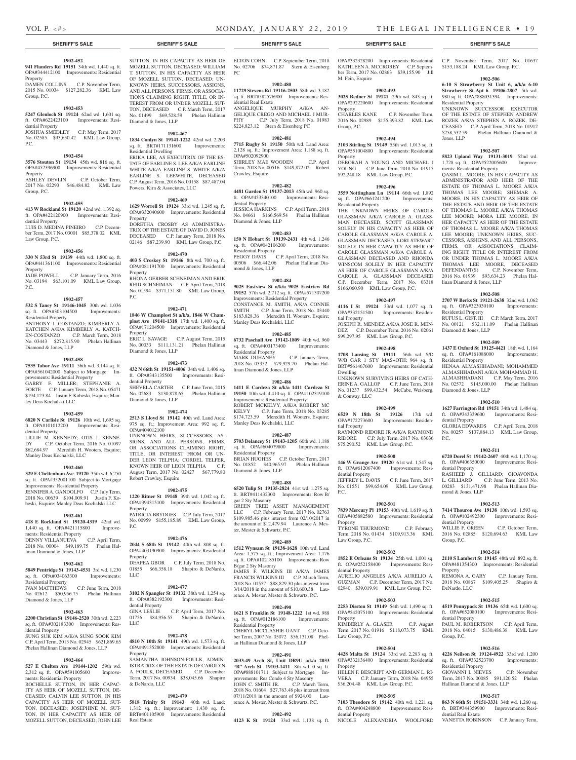**SHERIFF'S SALE**

**1902-452**

**941 Flanders Rd 19151** 34th wd. 1,440 sq. ft. OPA#344412100 Improvements: Residential Property

DAMEN COLLINS C.P. November Term, 2015 No. 01034 $127,282.36 KML Law Group, P.C.

**1902-453**

**5247 Glenloch St 19124** 62nd wd. 1,601 sq. ft. OPA#622423100 Improvements: Residential Property

JOSHUA SMEDLEY C.P. May Term, 2017 No. 02585 $93,650.42 KML Law Group, P.C.

**1902-454**

**3576 Stouton St 19134** 45th wd. 816 sq. ft. OPA#452396900 Improvements: Residential Property

ASHLEY DEVLIN C.P. October Term, 2017 No. 02293 $46,484.82 KML Law Group, P.C.

**1902-455**

**413 W Rockland St 19120** 42nd wd. 1,392 sq. ft. OPA#422120900 Improvements: Residential Property

LUIS D. MEDINA PINEIRO C.P. December Term, 2017 No. 03001 $85,378.02 KML Law Group, P.C.

**1902-456**

**330 N 53rd St 19139** 44th wd. 1,800 sq. ft. OPA#441361100 Improvements: Residential Property

JADE POWELL C.P. January Term, 2016 No. 03194 $63,101.09 KML Law Group, P.C.

**1902-457**

**532 S Taney St 19146-1045** 30th wd. 1,036 sq. ft. OPA#303104500 Improvements: Residential Property

ANTHONY J. COSTANZO; KIMBERLY A. KATCHEN A/K/A KIMBERLY A. KATCHEN-COSTANZO C.P. March Term, 2018 No. 03443 $272,815.90 Phelan Hallinan Diamond & Jones, LLP

**1902-458**

**7535 Tabor Ave 19111** 56th wd. 3,144 sq. ft. OPA#561042000 Subject to Mortgage Improvements: Residential Property

GARRY F. MILLER; STEPHANIE A. FORTE C.P. January Term, 2018 No. 05471 $194,123.84 Justin F. Kobeski, Esquire; Manley Deas Kochalski LLC

**1902-459**

**6820 N Carlisle St 19126** 10th wd. 1,695 sq. ft. OPA#101012200 Improvements: Residential Property

LILLIE M. KENNEDY; OTIS J. KENNEDY C.P. October Term, 2016 No. 01097 $62,684.97 Meredith H. Wooters, Esquire; Manley Deas Kochalski, LLC

**1902-460**

**329 E Cheltenham Ave 19120** 35th wd. 6,250 sq. ft. OPA#352001100 Subject to Mortgage Improvements: Residential Property

JENNIFER A. GANDOLFO C.P. July Term, 2018 No. 00639 $104,009.91 Justin F. Kobeski, Esquire; Manley Deas Kochalski LLC

**1902-461**

**418 E Rockland St 19120-4319** 42nd wd. 1,440 sq. ft. OPA#421115800 Improvements: Residential Property

DENNY VILLANUEVA C.P. April Term, 2018 No. 00004 $49,189.75 Phelan Hallinan Diamond & Jones, LLP

**1902-462**

**5849 Pentridge St 19143-4531** 3rd wd. 1,230 sq. ft. OPA#034063300 Improvements: Residential Property

IVAN MATTHEWS C.P. June Term, 2018 No. 02612 $50,956.75 Phelan Hallinan Diamond & Jones, LLP

**1902-463**

**2200 Christian St 19146-2520** 30th wd. 2,223 sq. ft. OPA#302183300 Improvements: Residential Property

SUNG SUK KIM A/K/A SUNG SOOK KIM C.P. April Term, 2013 No. 02945 $621,869.65 Phelan Hallinan Diamond & Jones, LLP

**1902-464**

**527 E Chelten Ave 19144-1202** 59th wd. 2,312 sq. ft. OPA#591005600 Improvements: Residential Property

ROCHELLE SUTTON, IN HER CAPACITY AS HEIR OF MOZELL SUTTON, DECEASED; CALVIN LEE SUTTON, IN HIS CAPACITY AS HEIR OF MOZELL SUTTON, DECEASED; JOSEPHINE M. SUTTON, IN HER CAPACITY AS HEIR OF MOZELL SUTTON, DECEASED; JOHN LEE SUTTON, IN HIS CAPACITY AS HEIR OF MOZELL SUTTON, DECEASED; WILLIAM T. SUTTON, IN HIS CAPACITY AS HEIR OF MOZELL SUTTON, DECEASED; UNKNOWN HEIRS, SUCCESSORS, ASSIGNS, AND ALL PERSONS, FIRMS, OR ASSOCIATIONS CLAIMING RIGHT, TITLE, OR INTEREST FROM OR UNDER MOZELL SUTTON, DECEASED C.P. March Term, 2017 No. 01499 $69,528.59 Phelan Hallinan Diamond & Jones, LLP

**1902-467**

**1834 Conlyn St 19141-1222** 42nd wd. 2,203 sq. ft. BRT#171131600 Improvements: Residential Dwelling

ERIKA LEE, AS EXECUTRIX OF THE ESTATE OF EARLINE S. LEE A/K/A EARLINE WHITE A/K/A EARLINE S. WHITE A/K/A EARLINE S. LEEWHITE, DECEASED C.P. August Term, 2016 No. 00158 $87,487.04 Powers, Kirn & Associates, LLC

**1902-469**

**1629 Worrell St 19124** 33rd wd. 1,245 sq. ft. OPA#332040600 Improvements: Residential Property

DORETHA CROSBY AS ADMINISTRATRIX OF THE ESTATE OF DAVID D. JONES DECEASED C.P. January Term, 2018 No. 02146 $87,239.90 KML Law Group, P.C.

**1902-470**

**403 S Croskey St 19146** 8th wd. 700 sq. ft. OPA#081191700 Improvements: Residential Property

RHONA GERBER SCHNEIMAN AND ERIK REID SCHNEIMAN C.P. April Term, 2018 No. 01594 $371,151.80 KML Law Group, P.C.

**1902-471**

**1846 W Champlost St a/k/a, 1846 W Champlost Ave 19141-1318** 17th wd. 1,400 sq. ft. OPA#171204500 Improvements: Residential Property

ERIC L. SAVAGE C.P. August Term, 2015 No. 00033 $111,131.21 Phelan Hallinan Diamond & Jones, LLP

**1902-473**

**432 N 66th St 19151-4006** 34th wd. 1,406 sq. ft. OPA#343135500 Improvements: Residential Property

SHEVELA CARTER C.P. June Term, 2015 No. 02683 $130,878.65 Phelan Hallinan Diamond & Jones, LLP

**1902-474**

**2513 S Lloyd St 19142** 40th wd. Land Area: 975 sq. ft.; Improvement Area: 992 sq. ft. OPA#404012100

UNKNOWN HEIRS, SUCCESSORS, ASSIGNS, AND ALL PERSONS, FIRMS, OR ASSOCIATIONS CLAIMING RIGHT, TITLE, OR INTEREST FROM OR UNDER LEON TELPHA; CORDEL TELFER, KNOWN HEIR OF LEON TELPHA C.P. August Term, 2017 No. 02427 $67,779.80 Robert Crawley, Esquire

**1902-475**

**1220 Ritner St 19148** 39th wd. 1,042 sq. ft. OPA#394315100 Improvements: Residential Property

PATRICIA BRYDGES C.P. July Term, 2017 No. 00959 $155,185.89 KML Law Group, P.C.

**1902-476**

**2044 S 68th St 19142** 40th wd. 808 sq. ft. OPA#403190900 Improvements: Residential Property

DEAPEA GBOR C.P. July Term, 2018 No. 01855 $66,358.18 Shapiro & DeNardo, LLC

**1902-477**

**3102 N Spangler St 19132** 38th wd. 1,254 sq. ft. OPA#382192300 Improvements: Residential Property

GINA LESLIE C.P. April Term, 2017 No. 01756 $84,956.55 Shapiro & DeNardo, LLC

**1902-478**

**4810 N 10th St 19141** 49th wd. 1,573 sq. ft. OPA#491352800 Improvements: Residential Property

SAMANTHA JOHNSON-FOULK, ADMINISTRATRIX OF THE ESTATE OF CAROLYN A. FOULK, DECEASED C.P. December Term, 2017 No. 00934 $38,045.66 Shapiro & DeNardo, LLC

**1902-479**

**5818 Trinity St 19143** 40th wd. Land: 1,312 sq. ft.; Improvement: 1,430 sq. ft. BRT#401105900 Improvements: Residential Real Estate

ELTON COHN C.P. September Term, 2018 No. 02706 $74,871.87 Stern & Eisenberg PC

**1902-480**

**11729 Stevens Rd 19116-2503** 58th wd. 3,182 sq. ft. BRT#582576900 Improvements: Residential Real Estate

ANGELIQUE MURPHY A/K/A ANGELIQUE CREGO AND MICHAEL J MURPHY C.P. July Term, 2018 No. 01983 $224,823.12 Stern & Eisenberg PC

**1902-481**

**7715 Rugby St 19150** 50th wd. Land Area: 2,128 sq. ft.; Improvement Area: 1,188 sq. ft. OPA#502092900

SHIRLEY MAE WOODEN C.P. April Term, 2018 No. 00516 $149,872.02 Robert Crawley, Esquire

**1902-482**

**4481 Garden St 19137-2013** 45th wd. 960 sq. ft. OPA#453340100 Improvements: Residential Property

JESSICA HARKINS C.P. April Term, 2018 No. 04661 $166,569.54 Phelan Hallinan Diamond & Jones, LLP

**1902-483**

**150 N Hobart St 19139-2431** 4th wd. 1,246 sq. ft. OPA#042106200 Improvements: Residential Property

PEGGY DAVIS C.P. April Term, 2018 No. 00506 $66,442.06 Phelan Hallinan Diamond & Jones, LLP

**1902-484**

**9025 Eastview St a/k/a 9025 Eastview Rd 19152** 57th wd. 2,712 sq. ft. OPA#571307200 Improvements: Residential Property

CONSTANCE M. SMITH, A/K/A CONNIE SMITH C.P. June Term, 2018 No. 03440 $183,828.36 Meredith H. Wooters, Esquire; Manley Deas Kochalski, LLC

**1902-485**

**6732 Paschall Ave 19142-1809** 40th wd. 960 sq. ft. OPA#403173400 Improvements: Residential Property

MARK DUHANEY C.P. January Term, 2018 No. 03352 $79,929.70 Phelan Hallinan Diamond & Jones, LLP

**1902-486**

**1411 E Cardeza St a/k/a 1411 Cardeza St 19150** 10th wd. 4,410 sq. ft. OPA#102319100 Improvements: Residential Property

ROBERT MCKELVY, A/K/A ROBERT MC KELVY C.P. June Term, 2018 No. 03285 $174,723.59 Meredith H. Wooters, Esquire; Manley Deas Kochalski, LLC

**1902-487**

**5703 Delancey St 19143-1205** 60th wd. 1,188 sq. ft. OPA#604079800 Improvements: Residential Property

BRIAN HUGHES C.P. October Term, 2017 No. 01852 $40,965.97 Phelan Hallinan Diamond & Jones, LLP

**1902-488**

**6520 Tulip St 19135-2824** 41st wd. 1,275 sq. ft. BRT#411432300 Improvements: Row B/ gar 2 Sty Masonry

GREEN TREE ASSET MANAGEMENT LLC C.P. February Term, 2017 No. 02763 $109,985.46 plus interest from 02/10/2017 in the amount of $12,479.94 Laurence A. Mester, Mester & Schwartz, P.C.

**1902-489**

**1512 Wynsam St 19138-1628** 10th wd. Land Area: 1,575 sq. ft.; Improvement Area: 1,176 sq. ft. OPA#102185100 Improvements: Row B/gar 2 Sty Masonry

JAMES F. WILKINS III A/K/A JAMES FRANCIS WILKINS III C.P. March Term, 2018 No. 01557 $88,829.30 plus interest from 3/14/2018 in the amount of $10,600.38 Laurence A. Mester, Mester & Schwartz, P.C.

**1902-490**

**1621 S Franklin St 19148-1222** 1st wd. 988 sq. ft. OPA#012186100 Improvements: Residential Property

CHERYL MCCLASHIE-GANT C.P. October Term, 2007 No. 05072 $56,131.08 Phelan Hallinan Diamond & Jones, LLP

**1902-491**

**2033-49 Arch St, Unit DR9U a/k/a 2033 "B" Arch St 19103-1411** 8th wd. 0 sq. ft. OPA#888101711 Subject to Mortgage Improvements: Res Condo 4 Sty Masonry

JOHN C. SMITH JR. C.P. March Term, 2018 No. 01604 $27,763.48 plus interest from 07/11/2018 in the amount of $924.00 Laurence A. Mester, Mester & Schwartz, P.C.

**1902-492**

**4123 K St 19124** 33rd wd. 1,138 sq. ft. OPA#332328200 Improvements: Residential

KATHLEEN A. MCCROREY C.P. September Term, 2017 No. 02863 $39,155.90 Jill M. Fein, Esquire

**1902-493**

**3025 Redner St 19121** 29th wd. 843 sq. ft. OPA#292220600 Improvements: Residential Property

CHARLES KANE C.P. November Term, 2016 No. 02989 $155,393.82 KML Law Group, P.C.

**1902-494**

**3103 Stirling St 19149** 55th wd. 1,013 sq. ft. OPA#551004800 Improvements: Residential Property

DEBORAH A YOUNG AND MICHAEL J YOUNG C.P. June Term, 2018 No. 01915 $92,248.18 KML Law Group, P.C.

**1902-496**

**3559 Nottingham Ln 19114** 66th wd. 1,892 sq. ft. OPA#661241200 Improvements: Residential Property

THE UNKNOWN HEIRS OF CAROLE GLASSMAN A/K/A CAROLE A. GLASSMAN DECEASED, SCOTT GLASSMAN SOLELY IN HIS CAPACITY AS HEIR OF CAROLE GLASSMAN A/K/A CAROLE A. GLASSMAN DECEASED, LORI STEWART SOLELY IN HER CAPACITY AS HEIR OF CAROLE GLASSMAN A/K/A CAROLE A. GLASSMAN DECEASED AND RHONDA WINSCOM SOLELY IN HER CAPACITY AS HEIR OF CAROLE GLASSMAN A/K/A CAROLE A. GLASSMAN DECEASED C.P. December Term, 2017 No. 03318 $166,060.90 KML Law Group, P.C.

**1902-497**

**4116 I St 19124** 33rd wd. 1,077 sq. ft. OPA#332151500 Improvements: Residential Property

JOSEPH R. MENDEZ A/K/A JOSE R. MENDEZ C.P. December Term, 2016 No. 02061 $99,297.95 KML Law Group, P.C.

**1902-498**

**1708 Lansing St 19111** 56th wd. S/D W/B GAR 1 STY MAS+OTH; 964 sq. ft. BRT#561467600 Improvements: Residential Dwelling

UNKNOWN SURVIVING HEIRS OF CATHERINE A. GALLOP C.P. June Term, 2018 No. 01237 $99,432.54 McCabe, Weisberg, & Conway, LLC

**1902-499**

**6529 N 18th St 19126** 17th wd. OPA#172273600 Improvements: Residential Property

RAYMOND RIDORE JR A/K/A RAYMOND RIDORE C.P. July Term, 2017 No. 03036 $75,290.52 KML Law Group, P.C.

**1902-500**

**146 W Grange Ave 19120** 61st wd. 1,547 sq. ft. OPA#612067400 Improvements: Residential Property

JEFFREY L. DAVIS C.P. June Term, 2017 No. 01551 $99,654.09 KML Law Group, P.C.

**1902-501**

**7839 Mercury Pl 19153** 40th wd. 1,619 sq. ft. OPA#405882580 Improvements: Residential Property

TYRONE THURMOND C.P. February Term, 2018 No. 01434 $109,913.36 KML Law Group, P.C.

**1902-502**

**1852 E Orleans St 19134** 25th wd. 1,001 sq. ft. OPA#252158400 Improvements: Residential Property

AURELIO ANGELES A/K/A AURELIO A. GUZMAN C.P. December Term, 2017 No. 02940 $39,019.91 KML Law Group, P.C.

**1902-503**

**2253 Disston St 19149** 54th wd. 1,490 sq. ft. OPA#542075100 Improvements: Residential Property

KIMBERLY A. GLASER C.P. August Term, 2017 No. 01916 $118,073.75 KML Law Group, P.C.

**1902-504**

**4428 Malta St 19124** 33rd wd. 2,283 sq. ft. OPA#332136400 Improvements: Residential Property

HELEN F. BESCRIPT AND GERMAN L. RIVERA C.P. January Term, 2018 No. 04955 $36,204.48 KML Law Group, P.C.

**1902-505**

**7103 Theodore St 19142** 40th wd. 1,221 sq. ft. OPA#404248800 Improvements: Residential Property

NICOLE ALEXANDRIA WOOLFORD C.P. November Term, 2017 No. 01637 $153,188.24 KML Law Group, P.C.

**1902-506**

**6-10 S Strawberry St Unit 6, a/k/a 6-10 Strawberry St Apt 6 19106-2807** 5th wd. 980 sq. ft. OPA#888031394 Improvements: Residential Property

UNKNOWN SUCCESSOR EXECUTOR OF THE ESTATE OF STEPHEN ANDREW ROZEK A/K/A STEPHEN A. ROZEK, DECEASED C.P. April Term, 2018 No. 01912 $258,532.59 Phelan Hallinan Diamond & Jones, LLP

**1902-507**

**5823 Upland Way 19131-3019** 52nd wd. 1,728 sq. ft. OPA#522005600 Improvements: Residential Property

QASIM L. MOORE, IN HIS CAPACITY AS ADMINISTRATOR AND HEIR OF THE ESTATE OF THOMAS L. MOORE A/K/A THOMAS LEE MOORE; SHEMAR A. MOORE, IN HIS CAPACITY AS HEIR OF THE ESTATE AND HEIR OF THE ESTATE OF THOMAS L. MOORE A/K/A THOMAS LEE MOORE; MORA LEE MOORE, IN HER CAPACITY AS HEIR OF THE ESTATE OF THOMAS L. MOORE A/K/A THOMAS LEE MOORE; UNKNOWN HEIRS, SUCCESSORS, ASSIGNS, AND ALL PERSONS, FIRMS, OR ASSOCIATIONS CLAIMING RIGHT, TITLE OR INTEREST FROM OR UNDER THOMAS L. MOORE A/K/A THOMAS LEE MOORE, DECEASED DEFENDANT(S) C.P. November Term, 2016 No. 01939 $93,634.23 Phelan Hallinan Diamond & Jones, LLP

**1902-508**

**2707 W Berks St 19121-2638** 32nd wd. 1,062 sq. ft. OPA#323030100 Improvements: Residential Property

RUFUS L. GIST, III C.P. March Term, 2017 No. 00121 $32,111.09 Phelan Hallinan Diamond & Jones, LLP

**1902-509**

**1437 E Oxford St 19125-4421** 18th wd. 1,164 sq. ft. OPA#181088000 Improvements: Residential Property

HENAA ALMASHHADANI; MOHAMMED ALMASHHADANI A/K/A MOHAMMAD H. ALMASHHADANI C.P. May Term, 2016 No. 02572 $145,000.00 Phelan Hallinan Diamond & Jones, LLP

**1902-510**

**1627 Farrington Rd 19151** 34th wd. 1,484 sq. ft. OPA#343339600 Improvements: Residential Property

GLORIA EDWARDS C.P. April Term, 2018 No. 00257 $137,884.13 KML Law Group, P.C.

**1902-511**

**6720 Dorel St 19142-2607** 40th wd. 1,170 sq. ft. OPA#406350000 Improvements: Residential Property

RASHEED J. GILLIARD; GIOAVONDA L. GILLIARD C.P. June Term, 2013 No. 00283 $131,471.98 Phelan Hallinan Diamond & Jones, LLP

**1902-513**

**7414 Thouron Ave 19138** 10th wd. 1,593 sq. ft. OPA#102492300 Improvements: Residential Property

WILLIE F. GREEN C.P. October Term, 2016 No. 02885 $120,694.63 KML Law Group, P.C.

**1902-514**

**2110 S Lambert St 19145** 48th wd. 892 sq. ft. OPA#481354300 Improvements: Residential Property

REMONA A. GARY C.P. January Term, 2018 No. 00867 $109,405.25 Shapiro & DeNardo, LLC

**1902-515**

**4519 Pennypack St 19136** 65th wd. 1,600 sq. ft. OPA#652080100 Improvements: Residential Property

PAUL M. ROBERTSON C.P. April Term, 2018 No. 04015 $130,486.38 KML Law Group, P.C.

**1902-516**

**4226 Neilson St 19124-4922** 33rd wd. 1,200 sq. ft. OPA#332523700 Improvements: Residential Property

GIOVANNI I. NIEVES C.P. November Term, 2017 No. 00085 $91,120.52 Phelan Hallinan Diamond & Jones, LLP

**1902-517**

**863 N 66th St 19151-3331** 34th wd. 1,260 sq. ft. BRT#344359900 Improvements: Residential Real Estate

VANETTA ROBINSON C.P. January Term,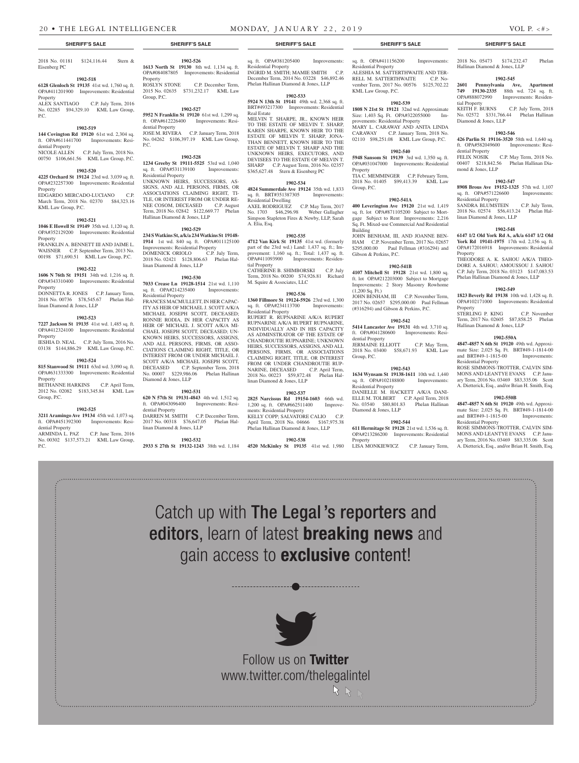## SHERIFF'S SALE

2018 No. 01181 $124,116.44 Stern & Eisenberg PC

**1902-518**

**6128 Glenloch St 19135** 41st wd. 1,760 sq. ft. OPA#411201900 Improvements: Residential Property
ALEX SANTIAGO C.P. July Term, 2016 No. 02285 $94,329.10 KML Law Group, P.C.

**1902-519**

**144 Covington Rd 19120** 61st wd. 2,304 sq. ft. OPA#611441700 Improvements: Residential Property
NICOLE ALLEN C.P. July Term, 2018 No. 00750 $106,661.56 KML Law Group, P.C.

**1902-520**

**4225 Orchard St 19124** 23rd wd. 3,039 sq. ft. OPA#232257300 Improvements: Residential Property
EDGARDO MERCADO-LUCIANO C.P. March Term, 2018 No. 02370 $84,323.16 KML Law Group, P.C.

**1902-521**

**1046 E Howell St 19149** 35th wd. 1,120 sq. ft. OPA#352129200 Improvements: Residential Property
FRANKLIN A. BENNETT III AND JAIME L. WAISNER C.P. September Term, 2013 No. 00198 $71,690.51 KML Law Group, P.C.

**1902-522**

**1606 N 76th St 19151** 34th wd. 1,216 sq. ft. OPA#343310400 Improvements: Residential Property
DONNETTA R. JONES C.P. January Term, 2018 No. 00736 $78,545.67 Phelan Hallinan Diamond & Jones, LLP

**1902-523**

**7227 Jackson St 19135** 41st wd. 1,485 sq. ft. OPA#412324100 Improvements: Residential Property
IESHIA D. NEAL C.P. July Term, 2016 No. 03138 $144,886.29 KML Law Group, P.C.

**1902-524**

**815 Stanwood St 19111** 63rd wd. 3,090 sq. ft. OPA#631333300 Improvements: Residential Property
BETHANNE HARKINS C.P. April Term, 2012 No. 02082 $183,345.84 KML Law Group, P.C.

**1902-525**

**3211 Aramingo Ave 19134** 45th wd. 1,073 sq. ft. OPA#451392300 Improvements: Residential Property
ARMINDA L. PAZ C.P. June Term, 2016 No. 00302 $137,573.21 KML Law Group, P.C.

**1902-526**

**1613 North St 19130** 8th wd. 1,134 sq. ft. OPA#084087805 Improvements: Residential Property
ROSLYN STONE C.P. December Term, 2015 No. 02635 $731,232.17 KML Law Group, P.C.

**1902-527**

**5952 N Franklin St 19120** 61st wd. 1,299 sq. ft. OPA#612226400 Improvements: Residential Property
JOSE M. RIVERA C.P. January Term, 2018 No. 04262 $106,397.19 KML Law Group, P.C.

**1902-528**

**1234 Greeby St 19111-5525** 53rd wd. 1,040 sq. ft. OPA#531139100 Improvements: Residential Property
UNKNOWN HEIRS, SUCCESSORS, ASSIGNS, AND ALL PERSONS, FIRMS, OR ASSOCIATIONS CLAIMING RIGHT, TITLE, OR INTEREST FROM OR UNDER RENEE COSOM, DECEASED C.P. August Term, 2018 No. 02842 $122,669.77 Phelan Hallinan Diamond & Jones, LLP

**1902-529**

**234 S Watkins St, a/k/a 234 Watkins St 19148-1914** 1st wd. 840 sq. ft. OPA#011125100 Improvements: Residential Property
DOMENICK ORIOLO C.P. July Term, 2018 No. 02421 $128,806.63 Phelan Hallinan Diamond & Jones, LLP

**1902-530**

**7033 Crease Ln 19128-1514** 21st wd. 1,110 sq. ft. OPA#214235400 Improvements: Residential Property
FRANCES MACMULLETT, IN HER CAPACITY AS HEIR OF MICHAEL J. SCOTT A/K/A MICHAEL JOSEPH SCOTT, DECEASED; RONNIE RODIA, IN HER CAPACITY AS HEIR OF MICHAEL J. SCOTT A/K/A MICHAEL JOSEPH SCOTT, DECEASED; UNKNOWN HEIRS, SUCCESSORS, ASSIGNS, AND ALL PERSONS, FIRMS, OR ASSOCIATIONS CLAIMING RIGHT, TITLE, OR INTEREST FROM OR UNDER MICHAEL J. SCOTT A/K/A MICHAEL JOSEPH SCOTT, DECEASED C.P. September Term, 2018 No. 00007 $229,986.06 Phelan Hallinan Diamond & Jones, LLP

**1902-531**

**620 N 57th St 19131-4843** 4th wd. 1,512 sq. ft. OPA#043096400 Improvements: Residential Property
DARREN M. SMITH C.P. December Term, 2017 No. 00318 $76,647.05 Phelan Hallinan Diamond & Jones, LLP

**1902-532**

**2933 S 27th St 19132-1243** 38th wd. 1,184 sq. ft. OPA#381205400 Improvements: Residential Property
INGRID M. SMITH; MAMIE SMITH C.P. December Term, 2014 No. 03228 $46,892.46 Phelan Hallinan Diamond & Jones, LLP

**1902-533**

**5924 N 13th St 19141** 49th wd. 2,368 sq. ft. BRT#493217300 Improvements: Residential Real Estate
MELVIN T. SHARPE, JR., KNOWN HEIR TO THE ESTATE OF MELVIN T. SHARP, KAREN SHARPE, KNOWN HEIR TO THE ESTATE OF MELVIN T. SHARP, JONATHAN BENNETT, KNOWN HEIR TO THE ESTATE OF MELVIN T. SHARP AND THE UNKNOWN HEIRS, EXECUTORS, AND DEVISEES TO THE ESTATE OF MELVIN T. SHARP C.P. August Term, 2016 No. 02357 $365,627.48 Stern & Eisenberg PC

**1902-534**

**4824 Summerdale Ave 19124** 35th wd. 1,833 sq. ft. BRT#351387305 Improvements: Residential Dwelling
AXEL RODRIGUEZ C.P. May Term, 2017 No. 1703 $46,296.98 Weber Gallagher Simpson Stapleton Fires & Newby, LLP, Sarah A. Elia, Esq.

**1902-535**

**4712 Van Kirk St 19135** 41st wd. (formerly part of the 23rd wd.) Land: 1,437 sq. ft.; Improvement: 1,160 sq. ft.; Total: 1,437 sq. ft. OPA#411093900 Improvements: Residential Property
CATHERINE B. SHIMBORSKI C.P. July Term, 2018 No. 00200 $74,926.81 Richard M. Squire & Associates, LLC

**1902-536**

**1360 Fillmore St 19124-5926** 23rd wd. 1,300 sq. ft. OPA#234113700 Improvements: Residential Property
RUPERT R. RUPNARINE A/K/A RUPERT RUPNARINE A/K/A RUPERT RUPNARINE, INDIVIDUALLY AND IN HIS CAPACITY AS ADMINSTRATOR OF THE ESTATE OF CHANDROUTIE RUPNARINE; UNKNOWN HEIRS, SUCCESSORS, ASSIGNS, AND ALL PERSONS, FIRMS, OR ASSOCIATIONS CLAIMING RIGHT, TITLE, OR INTEREST FROM OR UNDER CHANDROUTIE RUPNARINE, DECEASED C.P. April Term, 2018 No. 00223 $59,872.48 Phelan Hallinan Diamond & Jones, LLP

**1902-537**

**2825 Narcissus Rd 19154-1603** 66th wd. 1,200 sq. ft. OPA#662511400 Improvements: Residential Property
KELLY COPP; SALVATORE CALIO C.P. April Term, 2018 No. 04666 $167,975.38 Phelan Hallinan Diamond & Jones, LLP

**1902-538**

**4520 McKinley St 19135** 41st wd. 1,980 sq. ft. OPA#411156200 Improvements: Residential Property
ALESHIA M. SATTERTHWAITE AND TERRELL M. SATTERTHWAITE C.P. November Term, 2017 No. 00576 $125,702.22 KML Law Group, P.C.

**1902-539**

**1808 N 21st St 19121** 32nd wd. Approximate Size: 1,403 Sq. Ft. OPA#322055000 Improvements: Residential Property
MARY L. CARAWAY AND ANITA LINDA CARAWAY C.P. January Term, 2018 No. 02110 $98,251.08 KML Law Group, P.C.

**1902-540**

**5948 Sansom St 19139** 3rd wd. 1,350 sq. ft. OPA#031047000 Improvements: Residential Property
TIA C. MEMMINGER C.P. February Term, 2018 No. 01405 $99,413.39 KML Law Group, P.C.

**1902-541A**

**400 Leverington Ave 19120** 21st wd. 1,419 sq. ft. lot OPA#871105200 Subject to Mortgage Subject to Rent Improvements: 2,216 Sq. Ft. Mixed-use Commercial And Residential Building
JOHN BENHAM, III, AND JOANNE BENHAM C.P. November Term, 2017 No. 02657 $295,000.00 Paul Fellman (#316294) and Gibson & Perkins, P.C.

**1902-541B**

**4107 Mitchell St 19128** 21st wd. 1,800 sq. ft. lot OPA#212203000 Subject to Mortgage Improvements: 2 Story Masonry Rowhome (1,200 Sq. Ft.)
JOHN BENHAM, III C.P. November Term, 2017 No. 02657 $295,000.00 Paul Fellman (#316294) and Gibson & Perkins, P.C.

**1902-542**

**5414 Lancaster Ave 19131** 4th wd. 3,710 sq. ft. OPA#041280600 Improvements: Residential Property
JERMAINE ELLIOTT C.P. May Term, 2018 No. 03400 $58,671.93 KML Law Group, P.C.

**1902-543**

**1634 Wynsam St 19138-1611** 10th wd. 1,440 sq. ft. OPA#102188800 Improvements: Residential Property
DANIELLE M. HACKETT A/K/A DANIELLE M. TOLBERT C.P. April Term, 2018 No. 03540 $80,801.83 Phelan Hallinan Diamond & Jones, LLP

**1902-544**

**611 Hermitage St 19128** 21st wd. 1,536 sq. ft. OPA#213286200 Improvements: Residential Property
LISA MONKIEWICZ C.P. January Term, 2018 No. 05473 $174,232.47 Phelan Hallinan Diamond & Jones, LLP

**1902-545**

**2601 Pennsylvania Ave, Apartment 749 19130-2335** 88th wd. 724 sq. ft. OPA#888072990 Improvements: Residential Property
KEITH F. BURNS C.P. July Term, 2018 No. 02572 $331,766.44 Phelan Hallinan Diamond & Jones, LLP

**1902-546**

**426 Parlin St 19116-3520** 58th wd. 1,640 sq. ft. OPA#582049600 Improvements: Residential Property
FELIX NOSIK C.P. May Term, 2018 No. 00407 $218,842.56 Phelan Hallinan Diamond & Jones, LLP

**1902-547**

**8908 Brous Ave 19152-1325** 57th wd. 1,107 sq. ft. OPA#571226600 Improvements: Residential Property
SANDRA BLUMSTEIN C.P. July Term, 2018 No. 02574 $56,413.24 Phelan Hallinan Diamond & Jones, LLP

**1902-548**

**6147 1/2 Old York Rd A, a/k/a 6147 1/2 Old York Rd 19141-1975** 17th wd. 2,156 sq. ft. OPA#172016918 Improvements: Residential Property
THEODORE A. K. SAHOU A/K/A THEODORE A. SAHOU; AMOUSSOU J. SAHOU C.P. July Term, 2018 No. 03123 $147,083.53 Phelan Hallinan Diamond & Jones, LLP

**1902-549**

**1823 Beverly Rd 19138** 10th wd. 1,428 sq. ft. OPA#102171000 Improvements: Residential Property
STERLING P. KING C.P. November Term, 2017 No. 02605 $87,858.25 Phelan Hallinan Diamond & Jones, LLP

**1902-550A**

**4847-4857 N 6th St 19120** 49th wd. Approximate Size: 2,025 Sq. Ft. BRT#49-1-1814-00 and BRT#49-1-1815-00 Improvements: Residential Property
ROSE SIMMONS-TROTTER, CALVIN SIMMONS AND LEANTYE EVANS C.P. January Term, 2016 No. 03469 $83,335.06 Scott A. Dietterick, Esq., and/or Brian H. Smith, Esq.

**1902-550B**

**4847-4857 N 6th St 19120** 49th wd. Approximate Size: 2,025 Sq. Ft. BRT#49-1-1814-00 and BRT#49-1-1815-00 Improvements: Residential Property
ROSE SIMMONS-TROTTER, CALVIN SIMMONS AND LEANTYE EVANS C.P. January Term, 2016 No. 03469 $83,335.06 Scott A. Dietterick, Esq., and/or Brian H. Smith, Esq.

---

Catch up with **The Legal's reporters** and **editors**, learn of latest **breaking news** and gain access to **exclusive** content!

Follow us on **Twitter**
www.twitter.com/thelegalintel